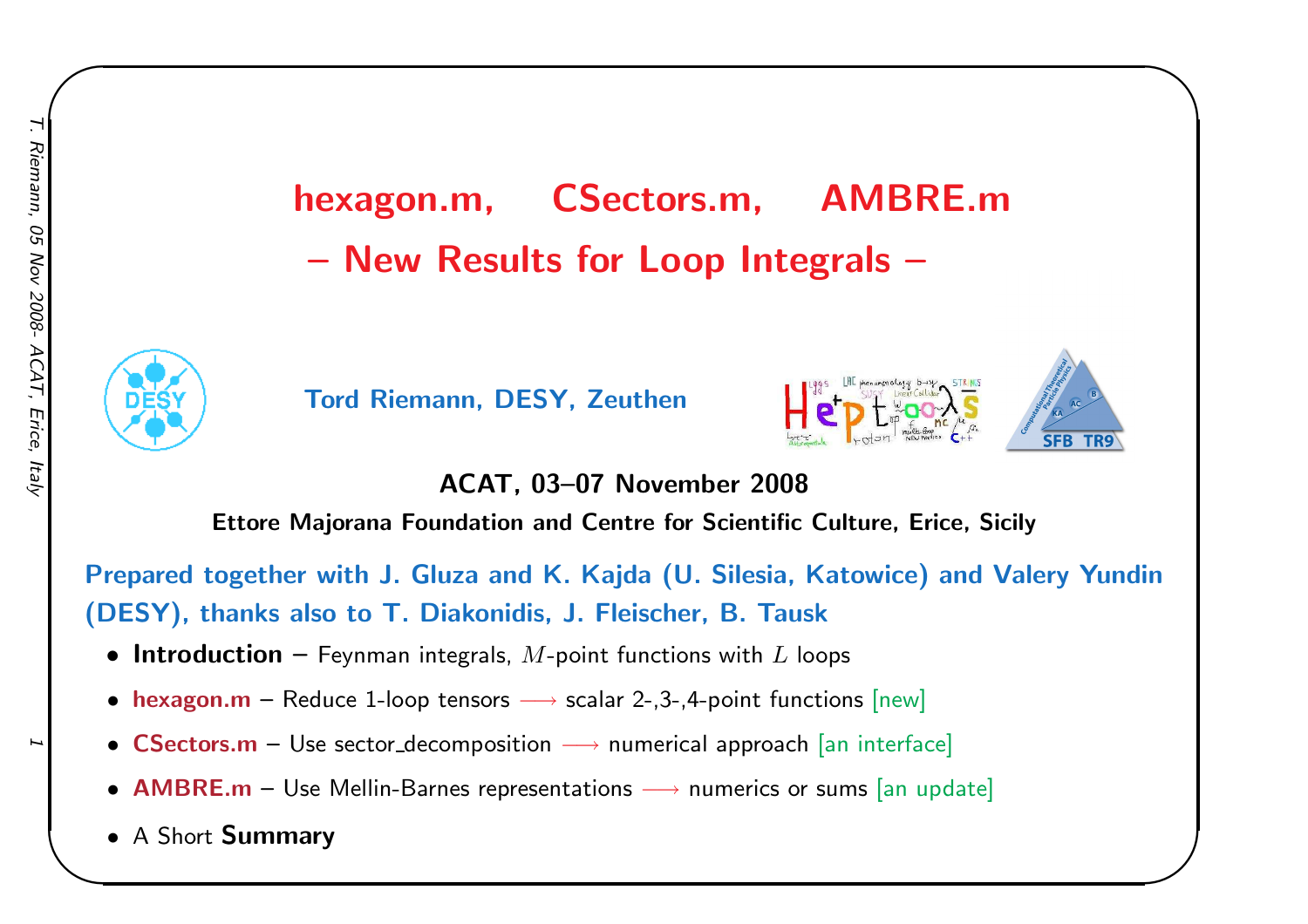# hexagon.m, CSectors.m, AMBRE.m

## – New Results for Loop Integrals –

**Tord Riemann, DESY, Zeuthen**

**ACAT, 03–07 November 2008**

**Ettore Majorana Foundation and Centre for Scientific Culture, Erice, Sicily**

**Prepared together with J. Gluza and K. Kajda (U. Silesia, Katowice) and Valery Yundin (DESY), thanks also to T. Diakonidis, J. Fleischer, B. Tausk**

- **Introduction** – Feynman integrals, $M$-point functions with $L$ loops
- **hexagon.m** – Reduce 1-loop tensors $\longrightarrow$ scalar 2-,3-,4-point functions [new]
- **CSectors.m** – Use sector_decomposition $\longrightarrow$ numerical approach [an interface]
- **AMBRE.m** – Use Mellin-Barnes representations $\longrightarrow$ numerics or sums [an update]
- A Short **Summary**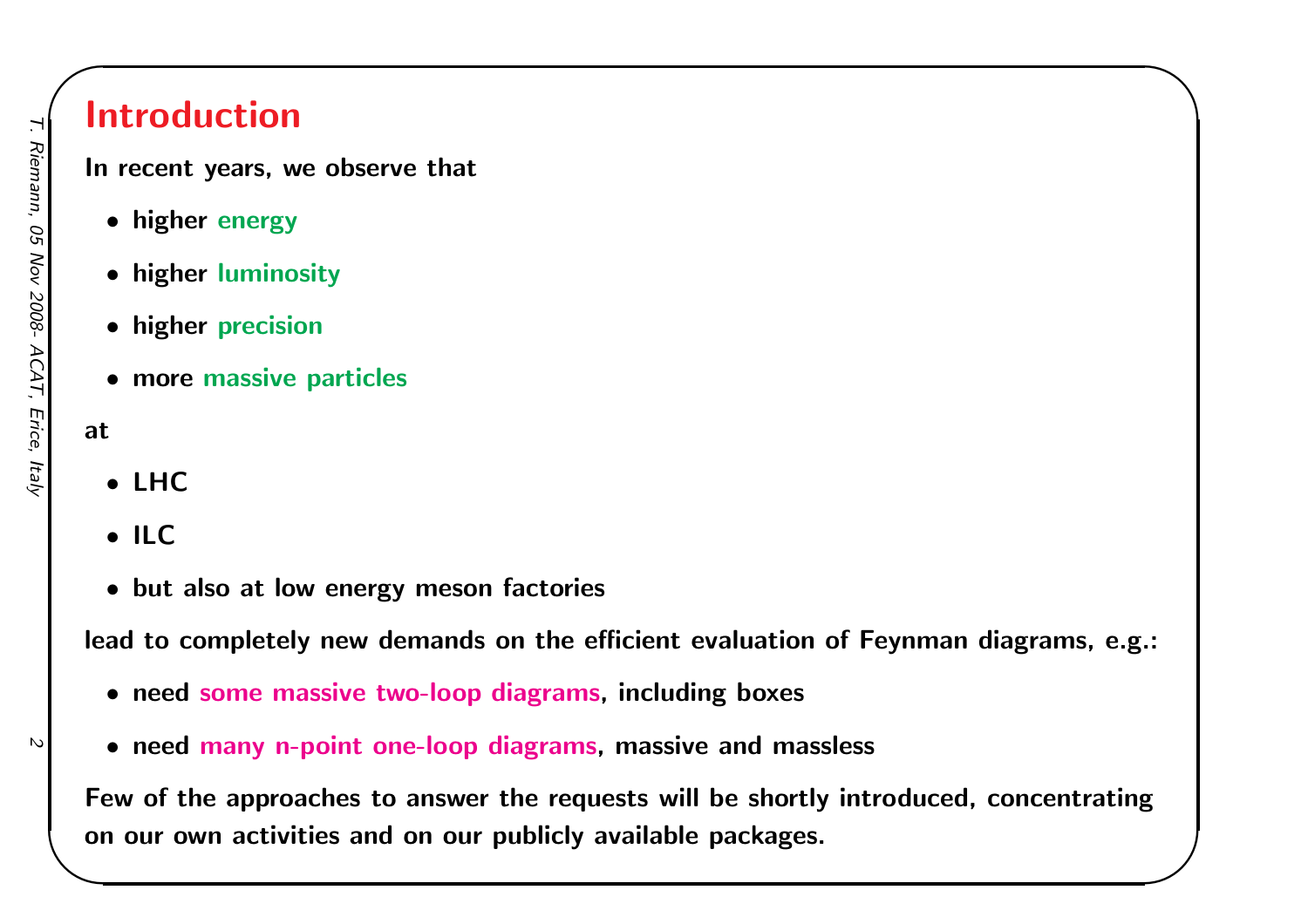# Introduction

In recent years, we observe that

- higher energy
- higher luminosity
- higher precision
- more massive particles

at

- LHC
- ILC
- but also at low energy meson factories

lead to completely new demands on the efficient evaluation of Feynman diagrams, e.g.:

- need some massive two-loop diagrams, including boxes
- need many n-point one-loop diagrams, massive and massless

Few of the approaches to answer the requests will be shortly introduced, concentrating on our own activities and on our publicly available packages.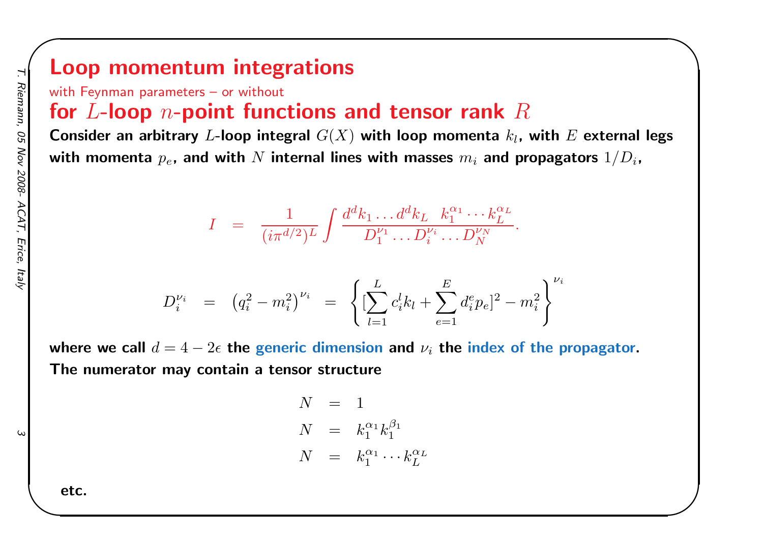# Loop momentum integrations

with Feynman parameters – or without

## for $L$-loop $n$-point functions and tensor rank $R$

**Consider an arbitrary $L$-loop integral $G(X)$ with loop momenta $k_l$, with $E$ external legs with momenta $p_e$, and with $N$ internal lines with masses $m_i$ and propagators $1/D_i$,**

$$I \quad = \quad \frac{1}{(i\pi^{d/2})^L} \int \frac{d^dk_1 \ldots d^dk_L \quad k_1^{\alpha_1} \cdots k_L^{\alpha_L}}{D_1^{\nu_1} \ldots D_i^{\nu_i} \ldots D_N^{\nu_N}}.$$

$$D_i^{\nu_i} \quad = \quad \left(q_i^2 - m_i^2\right)^{\nu_i} \quad = \quad \left\{ [\sum_{l=1}^{L} c_i^l k_l + \sum_{e=1}^{E} d_i^e p_e]^2 - m_i^2 \right\}^{\nu_i}$$

**where we call $d = 4 - 2\epsilon$ the generic dimension and $\nu_i$ the index of the propagator.**
**The numerator may contain a tensor structure**

$$\begin{aligned} N &= 1 \\ N &= k_1^{\alpha_1} k_1^{\beta_1} \\ N &= k_1^{\alpha_1} \cdots k_L^{\alpha_L} \end{aligned}$$

**etc.**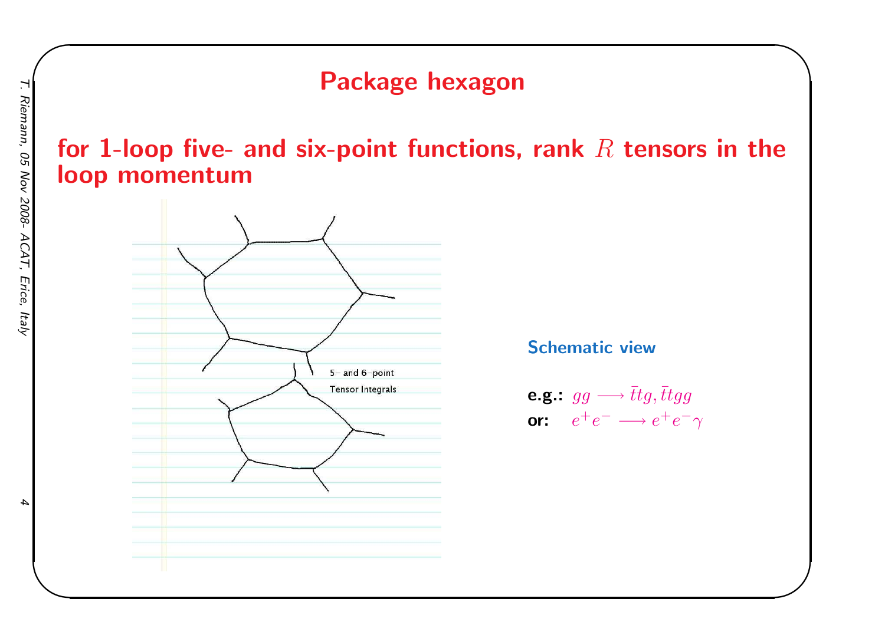# Package hexagon

## for 1-loop five- and six-point functions, rank $R$ tensors in the loop momentum

5– and 6–point Tensor Integrals

**Schematic view**

**e.g.:** $gg \longrightarrow \bar{t}tg, \bar{t}tgg$
**or:** $e^+e^- \longrightarrow e^+e^-\gamma$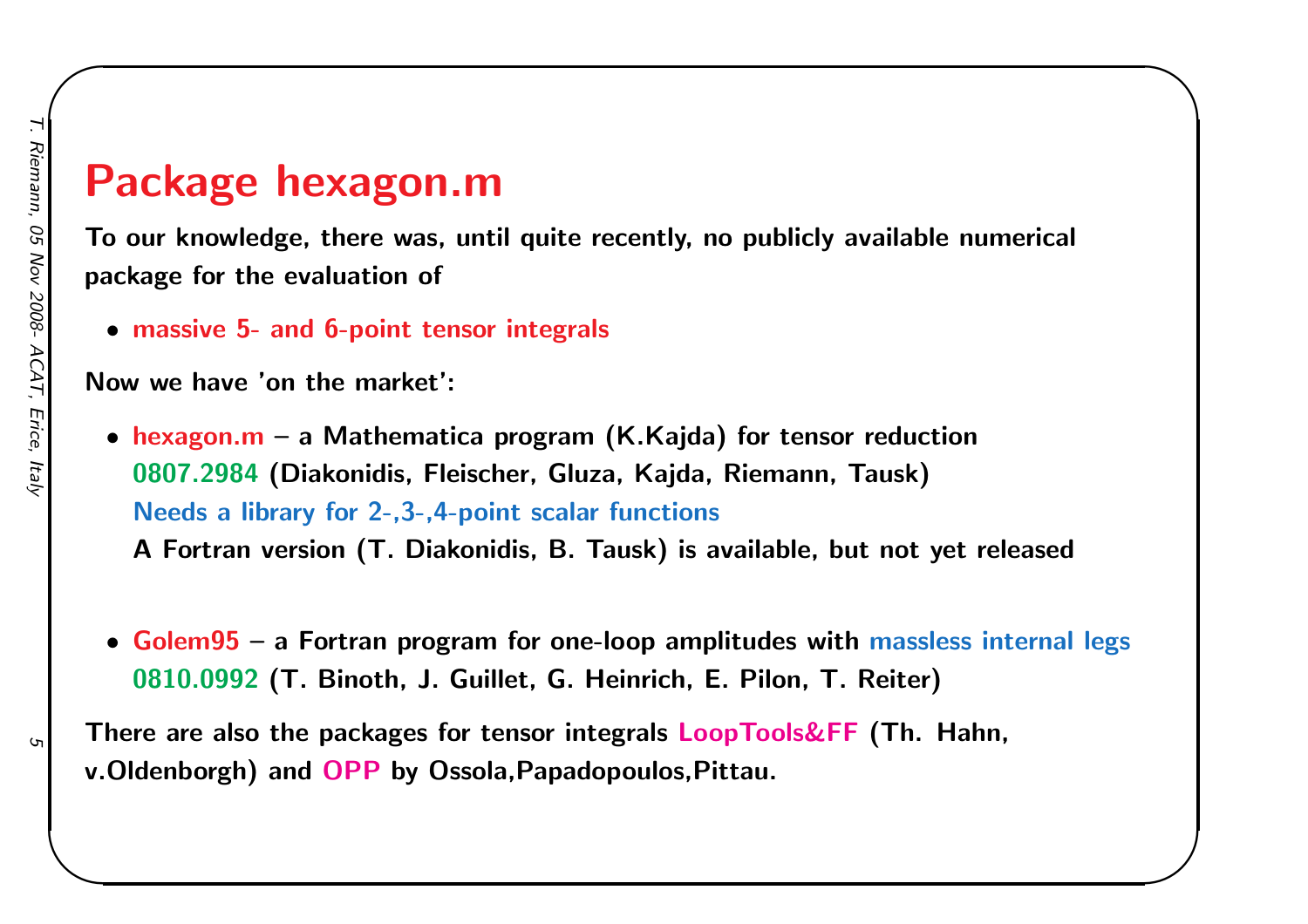# Package hexagon.m

To our knowledge, there was, until quite recently, no publicly available numerical package for the evaluation of

- massive 5- and 6-point tensor integrals

Now we have 'on the market':

- hexagon.m – a Mathematica program (K.Kajda) for tensor reduction
  0807.2984 (Diakonidis, Fleischer, Gluza, Kajda, Riemann, Tausk)
  Needs a library for 2-,3-,4-point scalar functions
  A Fortran version (T. Diakonidis, B. Tausk) is available, but not yet released

- Golem95 – a Fortran program for one-loop amplitudes with massless internal legs
  0810.0992 (T. Binoth, J. Guillet, G. Heinrich, E. Pilon, T. Reiter)

There are also the packages for tensor integrals LoopTools&FF (Th. Hahn, v.Oldenborgh) and OPP by Ossola,Papadopoulos,Pittau.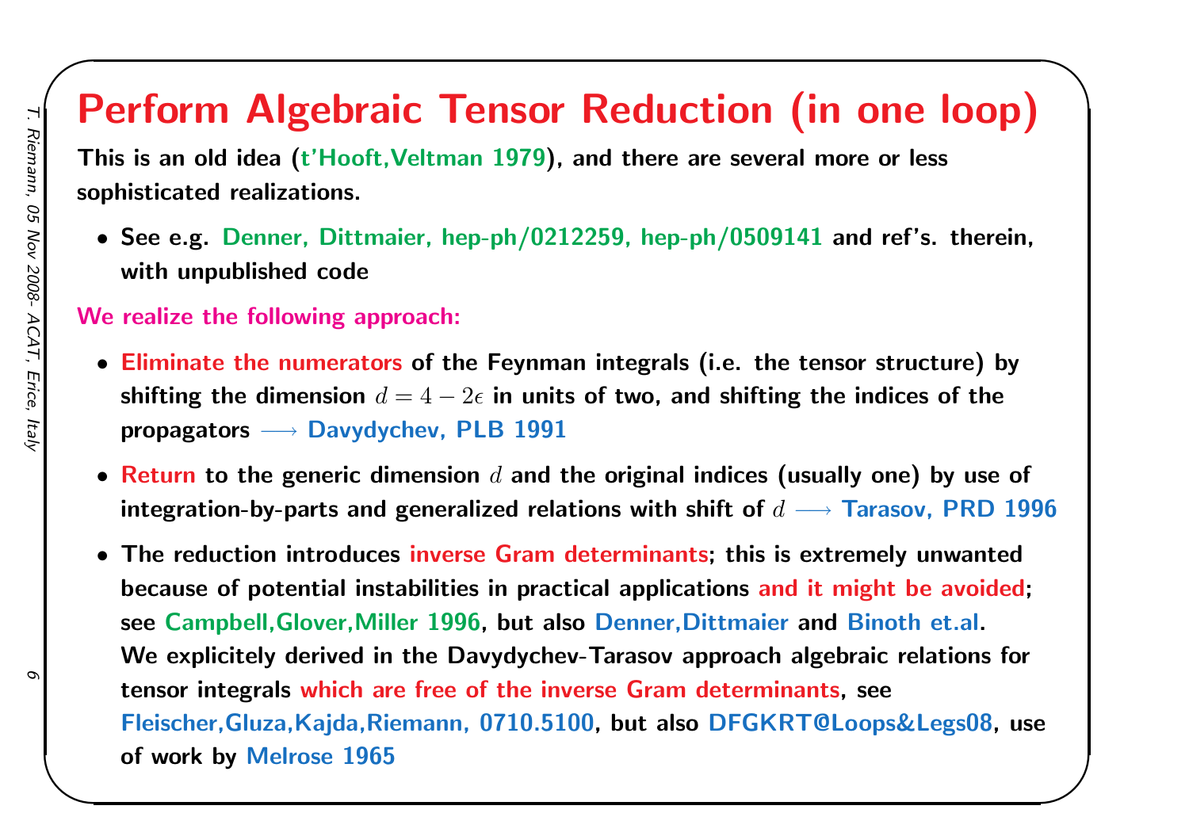# Perform Algebraic Tensor Reduction (in one loop)

**This is an old idea (t'Hooft,Veltman 1979), and there are several more or less sophisticated realizations.**

- **See e.g. Denner, Dittmaier, hep-ph/0212259, hep-ph/0509141 and ref's. therein, with unpublished code**

**We realize the following approach:**

- **Eliminate the numerators of the Feynman integrals (i.e. the tensor structure) by shifting the dimension $d = 4 - 2\epsilon$ in units of two, and shifting the indices of the propagators $\longrightarrow$ Davydychev, PLB 1991**
- **Return to the generic dimension $d$ and the original indices (usually one) by use of integration-by-parts and generalized relations with shift of $d$ $\longrightarrow$ Tarasov, PRD 1996**
- **The reduction introduces inverse Gram determinants; this is extremely unwanted because of potential instabilities in practical applications and it might be avoided; see Campbell,Glover,Miller 1996, but also Denner,Dittmaier and Binoth et.al. We explicitely derived in the Davydychev-Tarasov approach algebraic relations for tensor integrals which are free of the inverse Gram determinants, see Fleischer,Gluza,Kajda,Riemann, 0710.5100, but also DFGKRT@Loops&Legs08, use of work by Melrose 1965**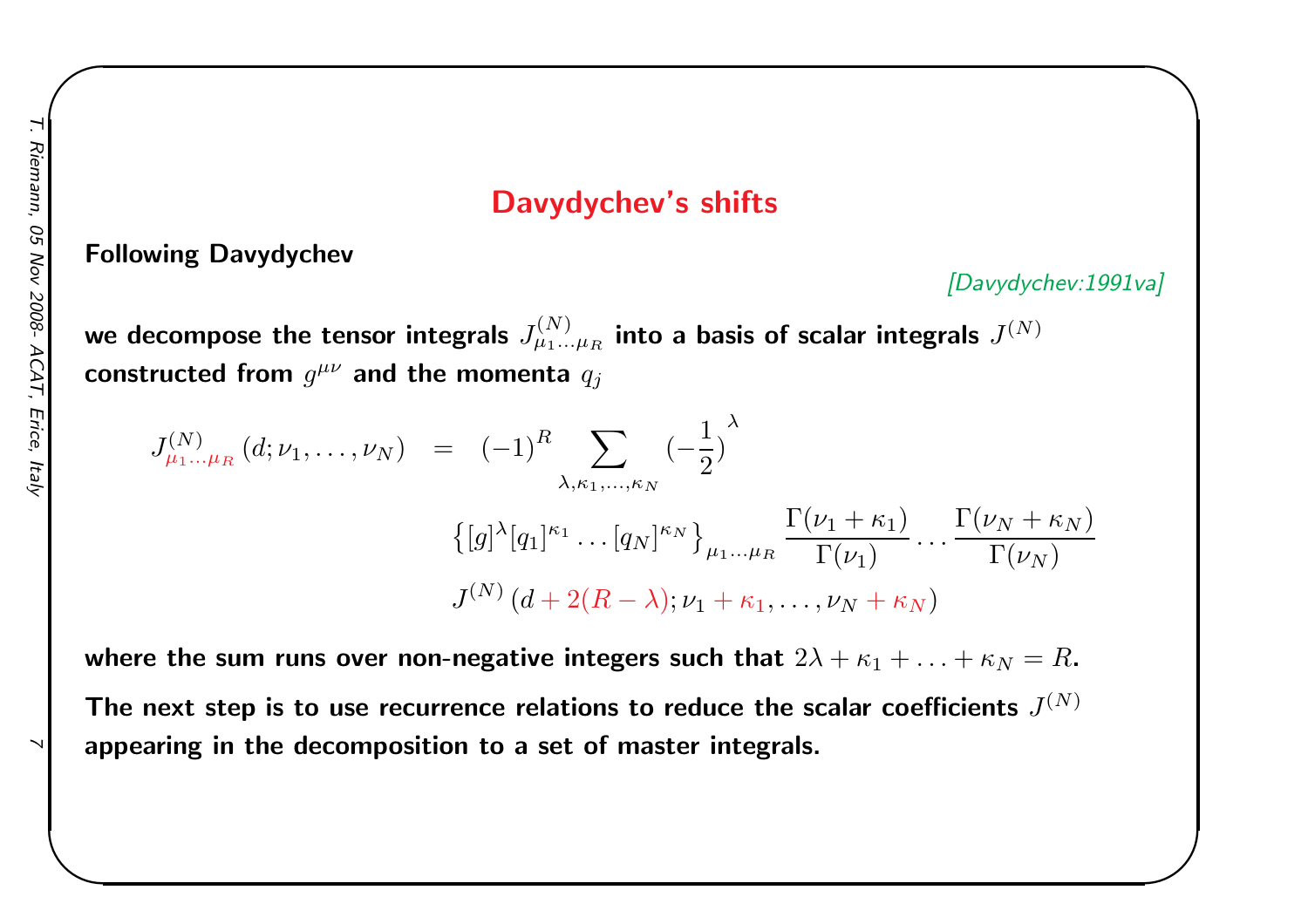# Davydychev's shifts

**Following Davydychev**

*[Davydychev:1991va]*

**we decompose the tensor integrals $J^{(N)}_{\mu_1\ldots\mu_R}$ into a basis of scalar integrals $J^{(N)}$ constructed from $g^{\mu\nu}$ and the momenta $q_j$**

$$
\begin{aligned}
J^{(N)}_{\mu_1\ldots\mu_R}(d;\nu_1,\ldots,\nu_N) \;=\; & (-1)^R \sum_{\lambda,\kappa_1,\ldots,\kappa_N} \left(-\frac{1}{2}\right)^{\lambda} \\
& \left\{[g]^\lambda [q_1]^{\kappa_1}\ldots[q_N]^{\kappa_N}\right\}_{\mu_1\ldots\mu_R} \frac{\Gamma(\nu_1+\kappa_1)}{\Gamma(\nu_1)}\cdots\frac{\Gamma(\nu_N+\kappa_N)}{\Gamma(\nu_N)} \\
& J^{(N)}(d+2(R-\lambda);\nu_1+\kappa_1,\ldots,\nu_N+\kappa_N)
\end{aligned}
$$

**where the sum runs over non-negative integers such that $2\lambda+\kappa_1+\ldots+\kappa_N = R$.**

**The next step is to use recurrence relations to reduce the scalar coefficients $J^{(N)}$ appearing in the decomposition to a set of master integrals.**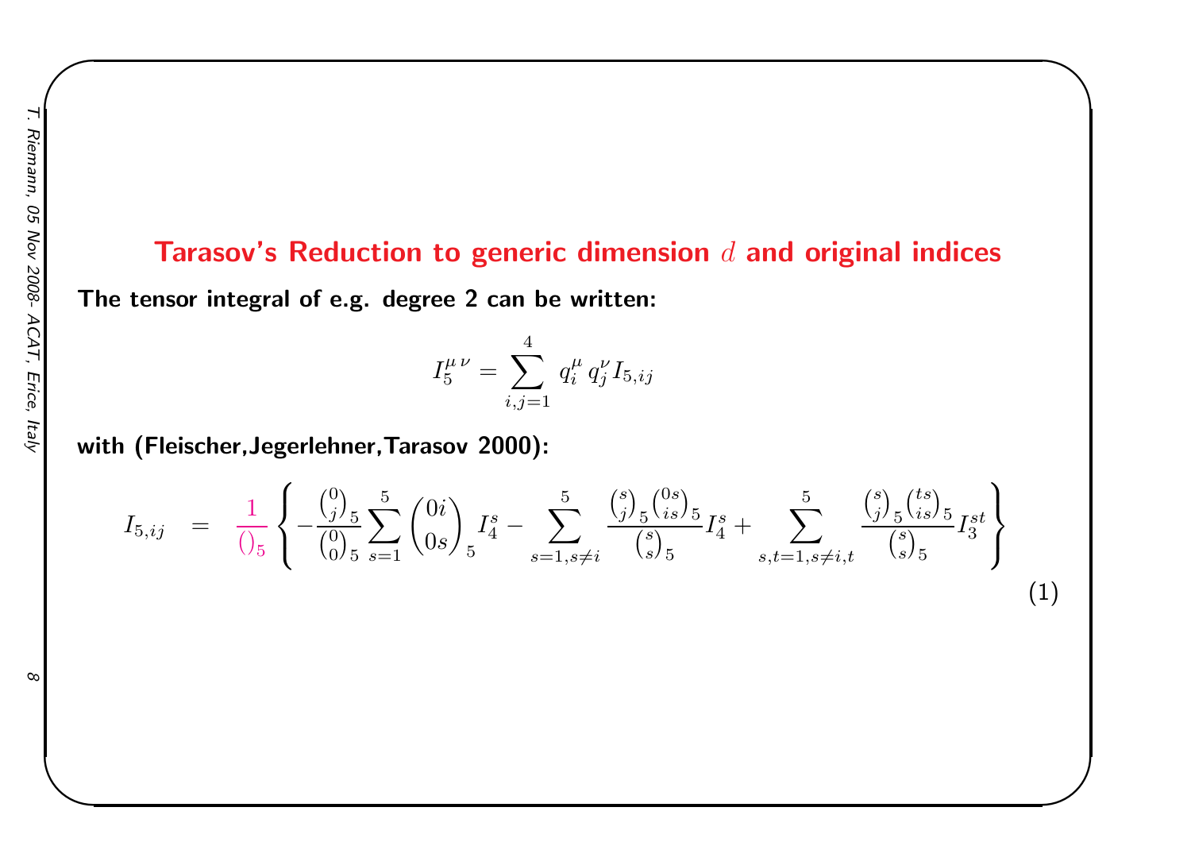## Tarasov's Reduction to generic dimension $d$ and original indices

**The tensor integral of e.g. degree 2 can be written:**

$$I_5^{\mu\,\nu} = \sum_{i,j=1}^{4} q_i^{\mu}\, q_j^{\nu} I_{5,ij}$$

**with (Fleischer,Jegerlehner,Tarasov 2000):**

$$I_{5,ij} \quad = \quad \frac{1}{\left(\right)_5} \left\{ -\frac{\binom{0}{j}_5}{\binom{0}{0}_5} \sum_{s=1}^{5} \binom{0i}{0s}_5 I_4^s - \sum_{s=1, s\neq i}^{5} \frac{\binom{s}{j}_5 \binom{0s}{is}_5}{\binom{s}{s}_5} I_4^s + \sum_{s,t=1, s\neq i,t}^{5} \frac{\binom{s}{j}_5 \binom{ts}{is}_5}{\binom{s}{s}_5} I_3^{st} \right\} \tag{1}$$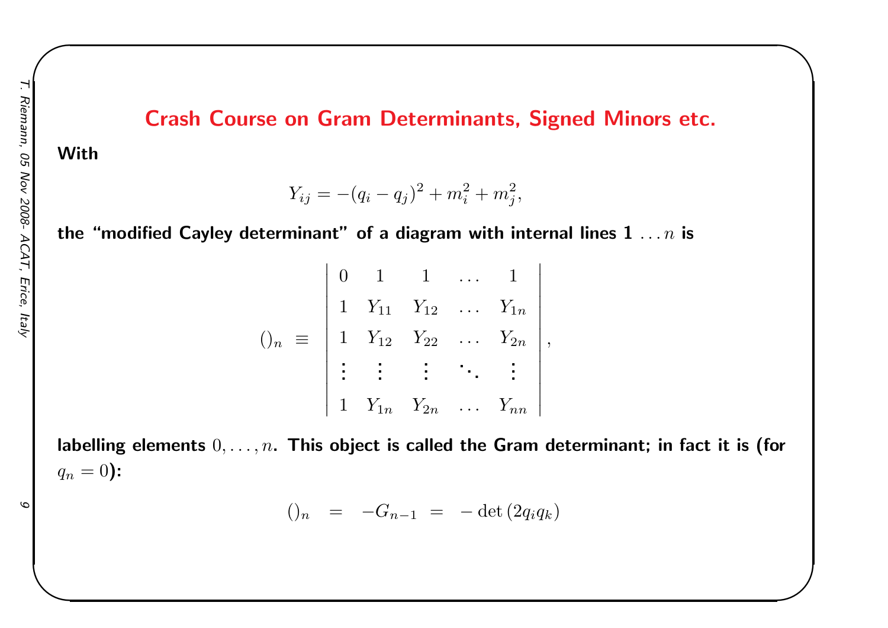# Crash Course on Gram Determinants, Signed Minors etc.

**With**

$$Y_{ij} = -(q_i - q_j)^2 + m_i^2 + m_j^2,$$

**the "modified Cayley determinant" of a diagram with internal lines 1** $\ldots n$ **is**

$$()_n \;\equiv\; \begin{vmatrix} 0 & 1 & 1 & \ldots & 1 \\ 1 & Y_{11} & Y_{12} & \ldots & Y_{1n} \\ 1 & Y_{12} & Y_{22} & \ldots & Y_{2n} \\ \vdots & \vdots & \vdots & \ddots & \vdots \\ 1 & Y_{1n} & Y_{2n} & \ldots & Y_{nn} \end{vmatrix},$$

**labelling elements** $0, \ldots, n$**. This object is called the Gram determinant; in fact it is (for** $q_n = 0$**):**

$$()_n \;=\; -G_{n-1} \;=\; -\det\left(2 q_i q_k\right)$$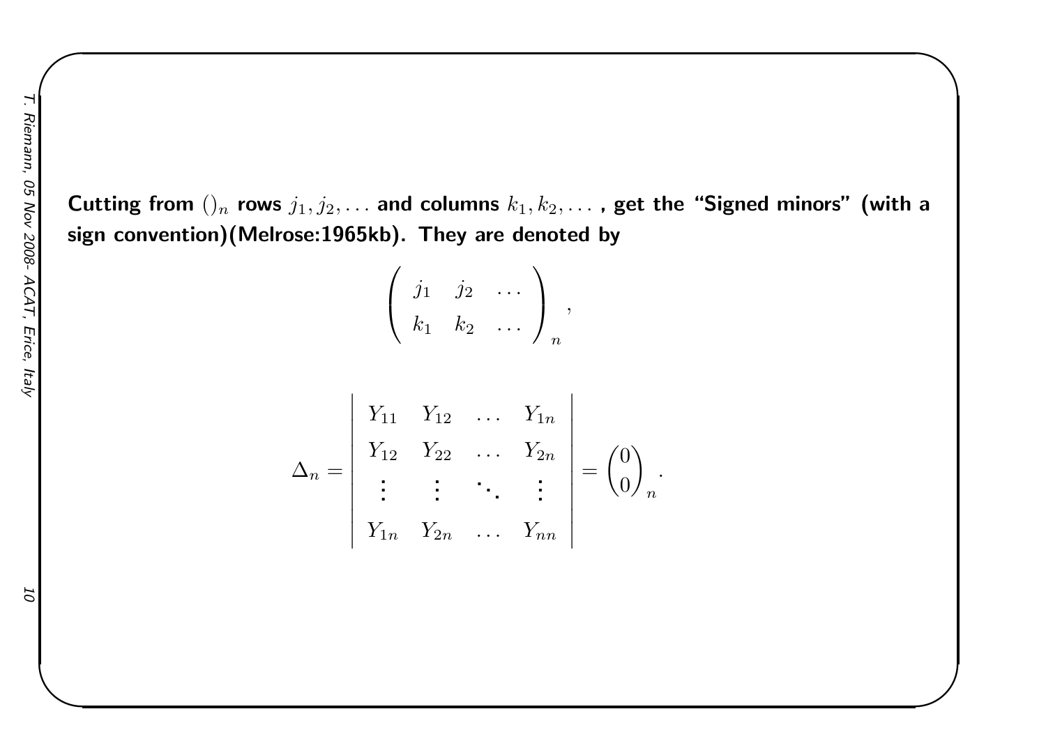**Cutting from $()_n$ rows $j_1, j_2, \dots$ and columns $k_1, k_2, \dots$ , get the "Signed minors" (with a sign convention)(Melrose:1965kb). They are denoted by**

$$\begin{pmatrix} j_1 & j_2 & \dots \\ k_1 & k_2 & \dots \end{pmatrix}_n ,$$

$$\Delta_n = \begin{vmatrix} Y_{11} & Y_{12} & \dots & Y_{1n} \\ Y_{12} & Y_{22} & \dots & Y_{2n} \\ \vdots & \vdots & \ddots & \vdots \\ Y_{1n} & Y_{2n} & \dots & Y_{nn} \end{vmatrix} = \begin{pmatrix} 0 \\ 0 \end{pmatrix}_n .$$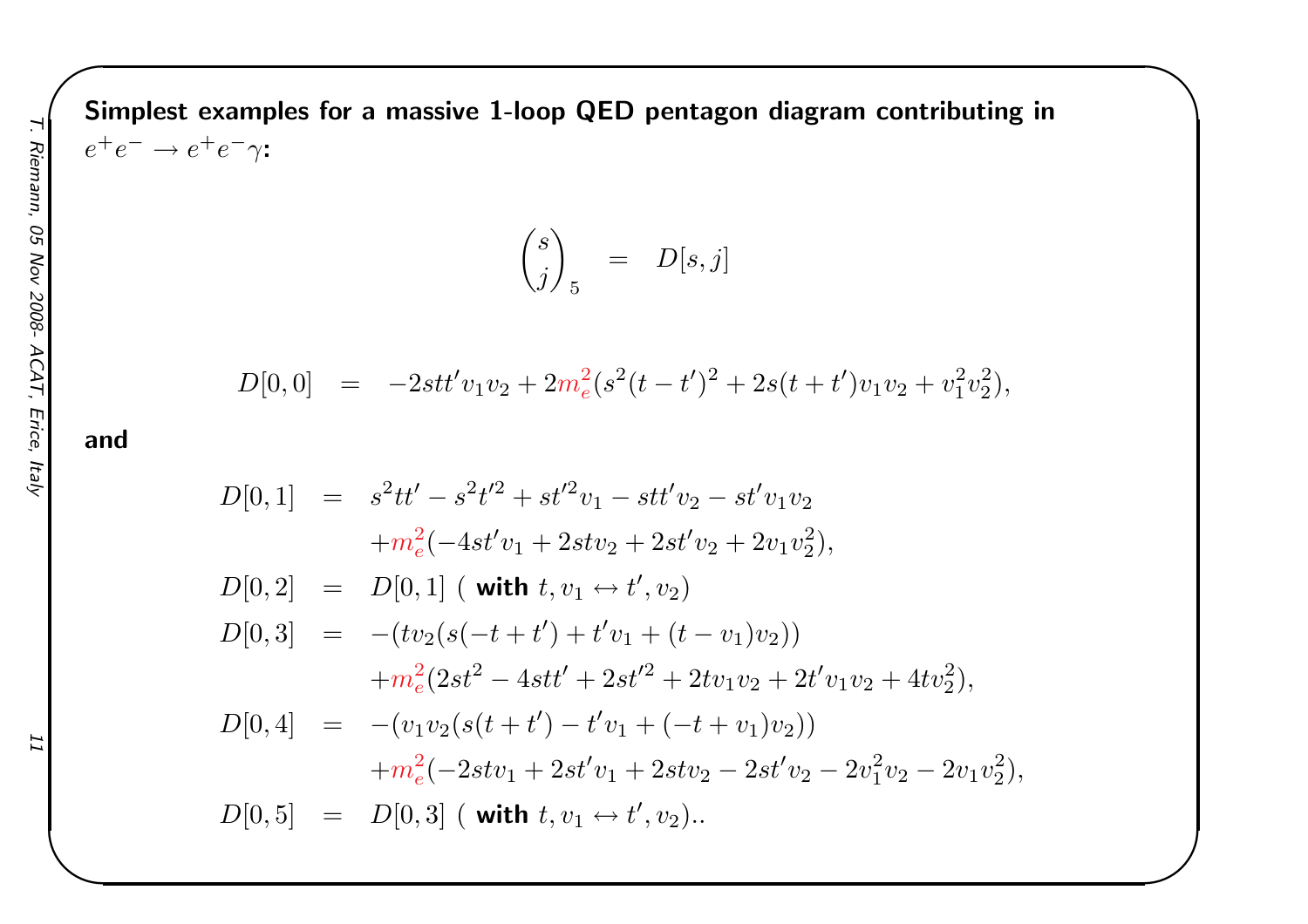**Simplest examples for a massive 1-loop QED pentagon diagram contributing in $e^+e^- \to e^+e^-\gamma$:**

$$\binom{s}{j}_5 \quad = \quad D[s,j]$$

$$D[0,0] \quad = \quad -2stt'v_1v_2 + 2m_e^2(s^2(t-t')^2 + 2s(t+t')v_1v_2 + v_1^2v_2^2),$$

**and**

$$\begin{aligned}
D[0,1] &= s^2tt' - s^2t'^2 + st'^2v_1 - stt'v_2 - st'v_1v_2 \\
&\quad + m_e^2(-4st'v_1 + 2stv_2 + 2st'v_2 + 2v_1v_2^2), \\
D[0,2] &= D[0,1] \text{ ( \textbf{with} } t, v_1 \leftrightarrow t', v_2) \\
D[0,3] &= -(tv_2(s(-t+t') + t'v_1 + (t-v_1)v_2)) \\
&\quad + m_e^2(2st^2 - 4stt' + 2st'^2 + 2tv_1v_2 + 2t'v_1v_2 + 4tv_2^2), \\
D[0,4] &= -(v_1v_2(s(t+t') - t'v_1 + (-t+v_1)v_2)) \\
&\quad + m_e^2(-2stv_1 + 2st'v_1 + 2stv_2 - 2st'v_2 - 2v_1^2v_2 - 2v_1v_2^2), \\
D[0,5] &= D[0,3] \text{ ( \textbf{with} } t, v_1 \leftrightarrow t', v_2)..
\end{aligned}$$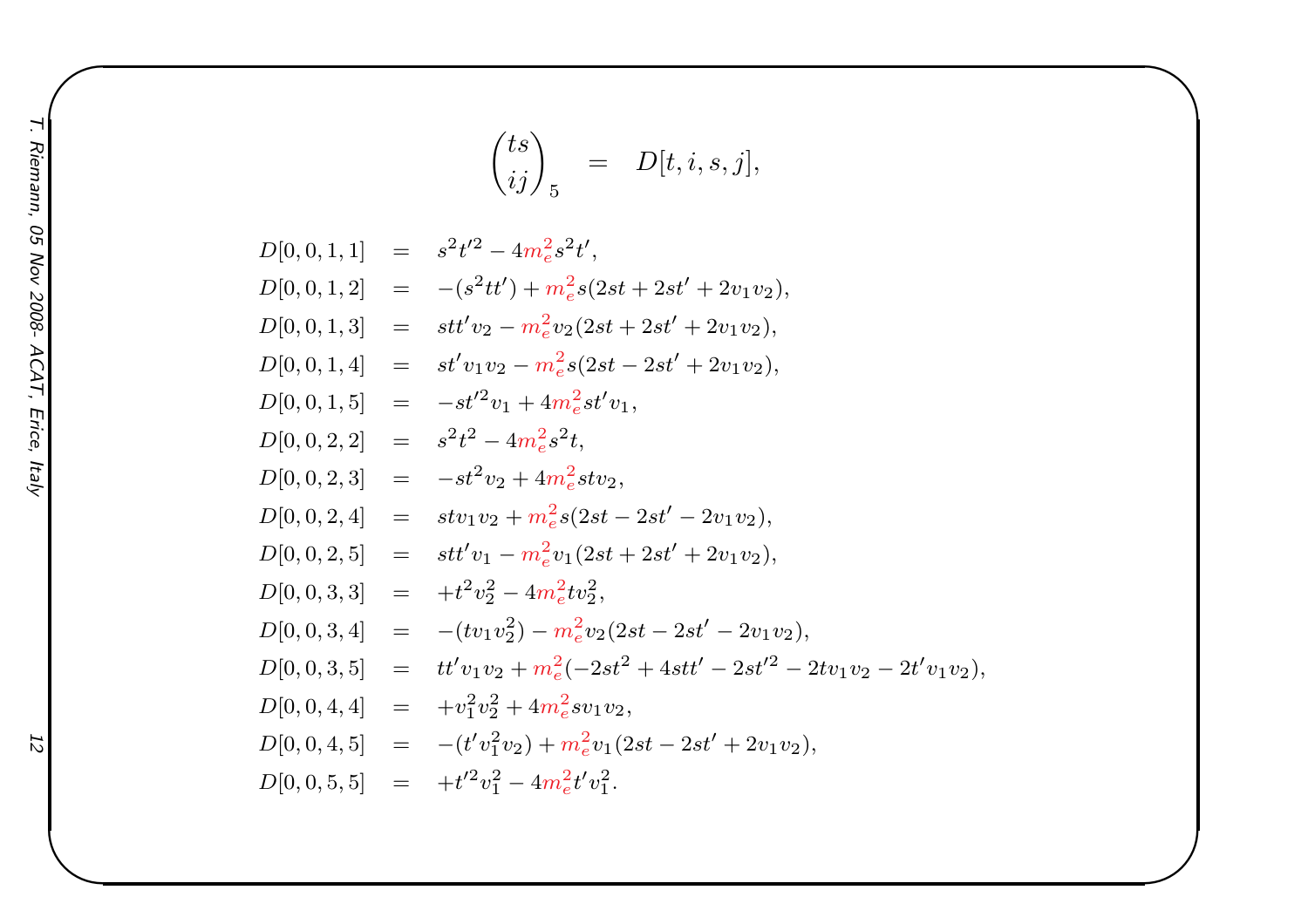$$\binom{ts}{ij}_5 = D[t,i,s,j],$$

$$\begin{aligned}
D[0,0,1,1] &= s^2 t'^2 - 4 m_e^2 s^2 t', \\
D[0,0,1,2] &= -(s^2 t t') + m_e^2 s(2st + 2st' + 2v_1 v_2), \\
D[0,0,1,3] &= s t t' v_2 - m_e^2 v_2 (2st + 2st' + 2v_1 v_2), \\
D[0,0,1,4] &= s t' v_1 v_2 - m_e^2 s(2st - 2st' + 2v_1 v_2), \\
D[0,0,1,5] &= -s t'^2 v_1 + 4 m_e^2 s t' v_1, \\
D[0,0,2,2] &= s^2 t^2 - 4 m_e^2 s^2 t, \\
D[0,0,2,3] &= -s t^2 v_2 + 4 m_e^2 s t v_2, \\
D[0,0,2,4] &= s t v_1 v_2 + m_e^2 s(2st - 2st' - 2v_1 v_2), \\
D[0,0,2,5] &= s t t' v_1 - m_e^2 v_1 (2st + 2st' + 2v_1 v_2), \\
D[0,0,3,3] &= +t^2 v_2^2 - 4 m_e^2 t v_2^2, \\
D[0,0,3,4] &= -(t v_1 v_2^2) - m_e^2 v_2 (2st - 2st' - 2v_1 v_2), \\
D[0,0,3,5] &= t t' v_1 v_2 + m_e^2 (-2st^2 + 4stt' - 2st'^2 - 2t v_1 v_2 - 2t' v_1 v_2), \\
D[0,0,4,4] &= +v_1^2 v_2^2 + 4 m_e^2 s v_1 v_2, \\
D[0,0,4,5] &= -(t' v_1^2 v_2) + m_e^2 v_1 (2st - 2st' + 2v_1 v_2), \\
D[0,0,5,5] &= +t'^2 v_1^2 - 4 m_e^2 t' v_1^2.
\end{aligned}$$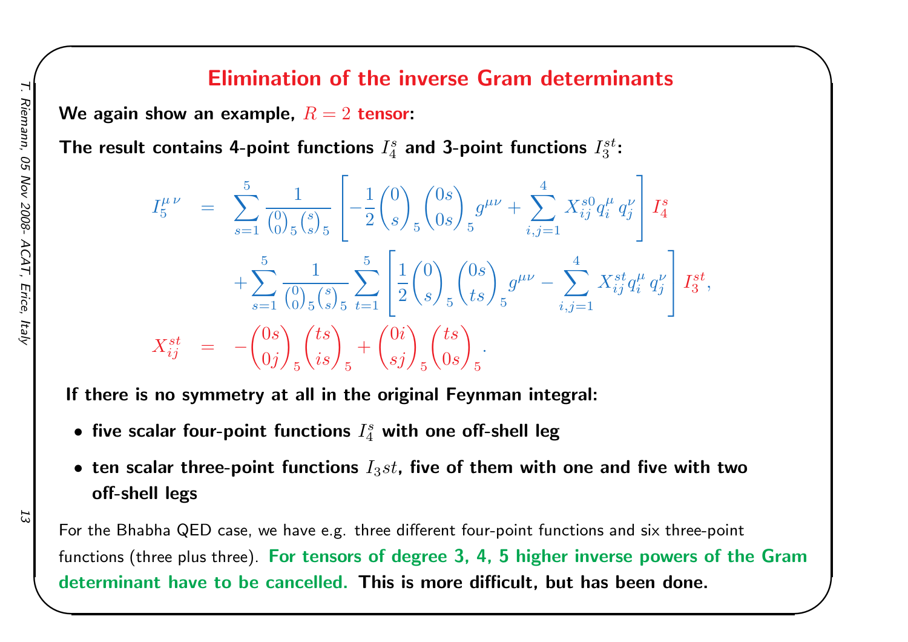# Elimination of the inverse Gram determinants

**We again show an example, $R = 2$ tensor:**

**The result contains 4-point functions $I_4^s$ and 3-point functions $I_3^{st}$:**

$$
\begin{aligned}
I_5^{\mu\,\nu} &= \sum_{s=1}^{5} \frac{1}{\binom{0}{0}_5 \binom{s}{s}_5} \left[ -\frac{1}{2} \binom{0}{s}_5 \binom{0s}{0s}_5 g^{\mu\nu} + \sum_{i,j=1}^{4} X_{ij}^{s0} q_i^{\mu}\, q_j^{\nu} \right] I_4^s \\
&\quad + \sum_{s=1}^{5} \frac{1}{\binom{0}{0}_5 \binom{s}{s}_5} \sum_{t=1}^{5} \left[ \frac{1}{2} \binom{0}{s}_5 \binom{0s}{ts}_5 g^{\mu\nu} - \sum_{i,j=1}^{4} X_{ij}^{st} q_i^{\mu}\, q_j^{\nu} \right] I_3^{st}, \\
X_{ij}^{st} &= -\binom{0s}{0j}_5 \binom{ts}{is}_5 + \binom{0i}{sj}_5 \binom{ts}{0s}_5 .
\end{aligned}
$$

**If there is no symmetry at all in the original Feynman integral:**

- **five scalar four-point functions $I_4^s$ with one off-shell leg**
- **ten scalar three-point functions $I_3 st$, five of them with one and five with two off-shell legs**

For the Bhabha QED case, we have e.g. three different four-point functions and six three-point functions (three plus three). **For tensors of degree 3, 4, 5 higher inverse powers of the Gram determinant have to be cancelled. This is more difficult, but has been done.**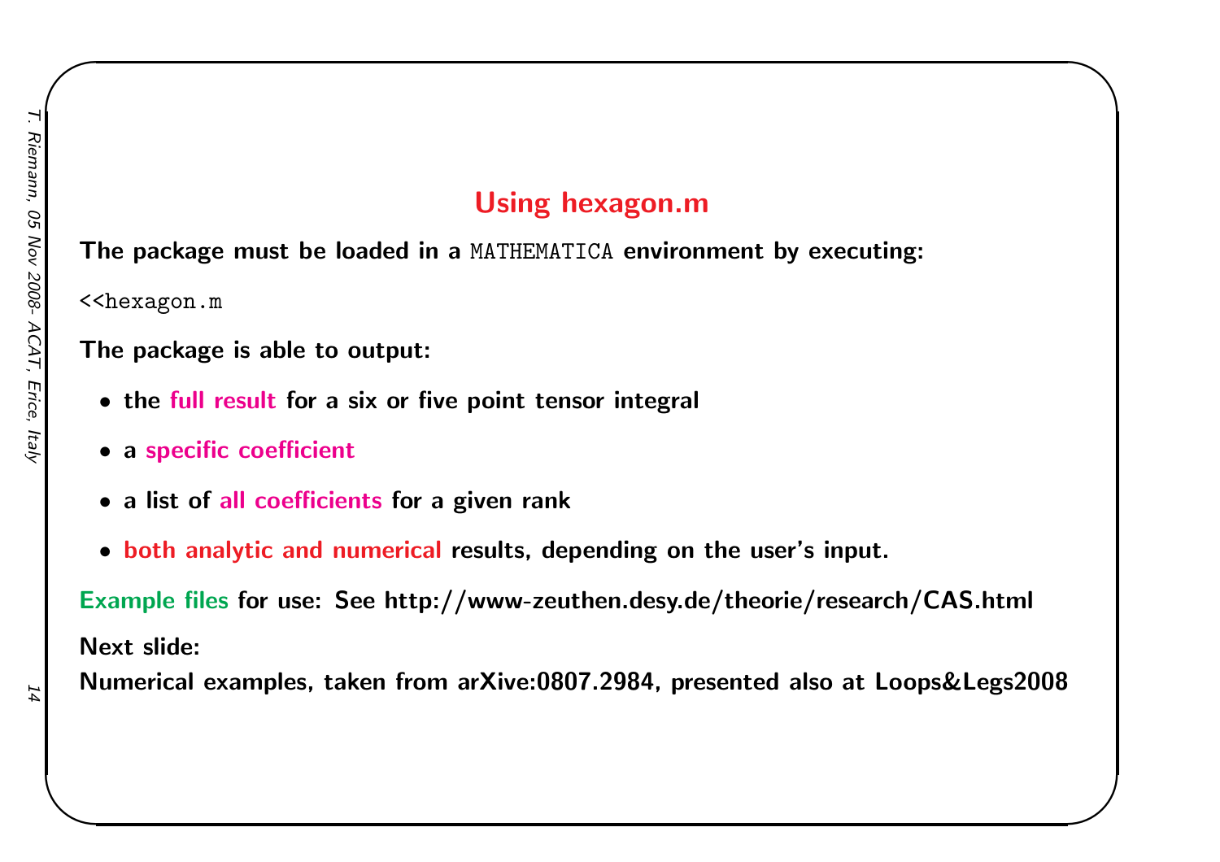## Using hexagon.m

**The package must be loaded in a `MATHEMATICA` environment by executing:**

```
<<hexagon.m
```

**The package is able to output:**

- **the full result for a six or five point tensor integral**
- **a specific coefficient**
- **a list of all coefficients for a given rank**
- **both analytic and numerical results, depending on the user's input.**

**Example files for use: See http://www-zeuthen.desy.de/theorie/research/CAS.html**

**Next slide:**
**Numerical examples, taken from arXive:0807.2984, presented also at Loops&Legs2008**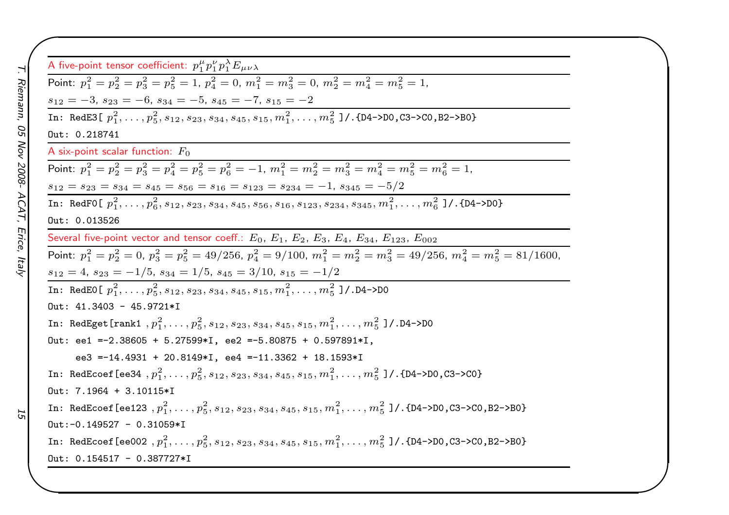**A five-point tensor coefficient:** $p_1^\mu p_1^\nu p_1^\lambda E_{\mu\nu\lambda}$

Point: $p_1^2 = p_2^2 = p_3^2 = p_5^2 = 1$, $p_4^2 = 0$, $m_1^2 = m_3^2 = 0$, $m_2^2 = m_4^2 = m_5^2 = 1$,

$s_{12} = -3$, $s_{23} = -6$, $s_{34} = -5$, $s_{45} = -7$, $s_{15} = -2$

In: RedE3[ $p_1^2, \ldots, p_5^2, s_{12}, s_{23}, s_{34}, s_{45}, s_{15}, m_1^2, \ldots, m_5^2$ ]/.{D4->D0,C3->C0,B2->B0}

```
Out: 0.218741
```

**A six-point scalar function:** $F_0$

Point: $p_1^2 = p_2^2 = p_3^2 = p_4^2 = p_5^2 = p_6^2 = -1$, $m_1^2 = m_2^2 = m_3^2 = m_4^2 = m_5^2 = m_6^2 = 1$,

$s_{12} = s_{23} = s_{34} = s_{45} = s_{56} = s_{16} = s_{123} = s_{234} = -1$, $s_{345} = -5/2$

In: RedF0[ $p_1^2, \ldots, p_6^2, s_{12}, s_{23}, s_{34}, s_{45}, s_{56}, s_{16}, s_{123}, s_{234}, s_{345}, m_1^2, \ldots, m_6^2$ ]/.{D4->D0}

```
Out: 0.013526
```

**Several five-point vector and tensor coeff.:** $E_0$, $E_1$, $E_2$, $E_3$, $E_4$, $E_{34}$, $E_{123}$, $E_{002}$

Point: $p_1^2 = p_2^2 = 0$, $p_3^2 = p_5^2 = 49/256$, $p_4^2 = 9/100$, $m_1^2 = m_2^2 = m_3^2 = 49/256$, $m_4^2 = m_5^2 = 81/1600$,

$s_{12} = 4$, $s_{23} = -1/5$, $s_{34} = 1/5$, $s_{45} = 3/10$, $s_{15} = -1/2$

In: RedE0[ $p_1^2, \ldots, p_5^2, s_{12}, s_{23}, s_{34}, s_{45}, s_{15}, m_1^2, \ldots, m_5^2$ ]/.D4->D0

```
Out: 41.3403 - 45.9721*I
```

In: RedEget[rank1 , $p_1^2, \ldots, p_5^2, s_{12}, s_{23}, s_{34}, s_{45}, s_{15}, m_1^2, \ldots, m_5^2$ ]/.D4->D0

```
Out: ee1 =-2.38605 + 5.27599*I, ee2 =-5.80875 + 0.597891*I,
     ee3 =-14.4931 + 20.8149*I, ee4 =-11.3362 + 18.1593*I
```

In: RedEcoef[ee34 , $p_1^2, \ldots, p_5^2, s_{12}, s_{23}, s_{34}, s_{45}, s_{15}, m_1^2, \ldots, m_5^2$ ]/.{D4->D0,C3->C0}

```
Out: 7.1964 + 3.10115*I
```

In: RedEcoef[ee123 , $p_1^2, \ldots, p_5^2, s_{12}, s_{23}, s_{34}, s_{45}, s_{15}, m_1^2, \ldots, m_5^2$ ]/.{D4->D0,C3->C0,B2->B0}

```
Out:-0.149527 - 0.31059*I
```

In: RedEcoef[ee002 , $p_1^2, \ldots, p_5^2, s_{12}, s_{23}, s_{34}, s_{45}, s_{15}, m_1^2, \ldots, m_5^2$ ]/.{D4->D0,C3->C0,B2->B0}

```
Out: 0.154517 - 0.387727*I
```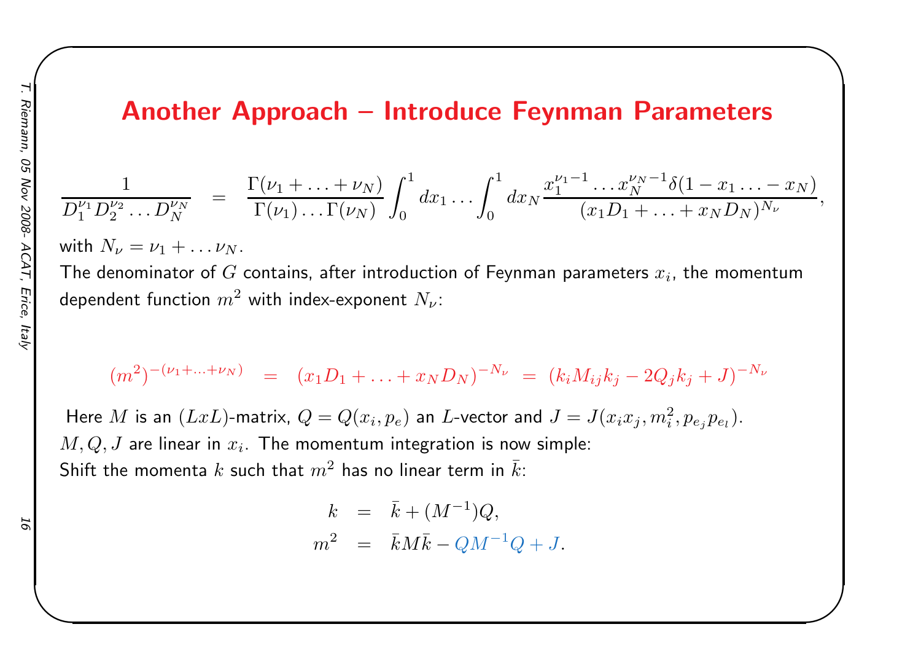# Another Approach – Introduce Feynman Parameters

$$\frac{1}{D_1^{\nu_1} D_2^{\nu_2} \ldots D_N^{\nu_N}} = \frac{\Gamma(\nu_1 + \ldots + \nu_N)}{\Gamma(\nu_1) \ldots \Gamma(\nu_N)} \int_0^1 dx_1 \ldots \int_0^1 dx_N \frac{x_1^{\nu_1 - 1} \ldots x_N^{\nu_N - 1} \delta(1 - x_1 \ldots - x_N)}{(x_1 D_1 + \ldots + x_N D_N)^{N_\nu}},$$

with $N_\nu = \nu_1 + \ldots \nu_N$.

The denominator of $G$ contains, after introduction of Feynman parameters $x_i$, the momentum dependent function $m^2$ with index-exponent $N_\nu$:

$$(m^2)^{-(\nu_1 + \ldots + \nu_N)} = (x_1 D_1 + \ldots + x_N D_N)^{-N_\nu} = (k_i M_{ij} k_j - 2 Q_j k_j + J)^{-N_\nu}$$

Here $M$ is an $(LxL)$-matrix, $Q = Q(x_i, p_e)$ an $L$-vector and $J = J(x_i x_j, m_i^2, p_{e_j} p_{e_l})$.
$M, Q, J$ are linear in $x_i$. The momentum integration is now simple:
Shift the momenta $k$ such that $m^2$ has no linear term in $\bar{k}$:

$$\begin{aligned} k &= \bar{k} + (M^{-1}) Q, \\ m^2 &= \bar{k} M \bar{k} - Q M^{-1} Q + J. \end{aligned}$$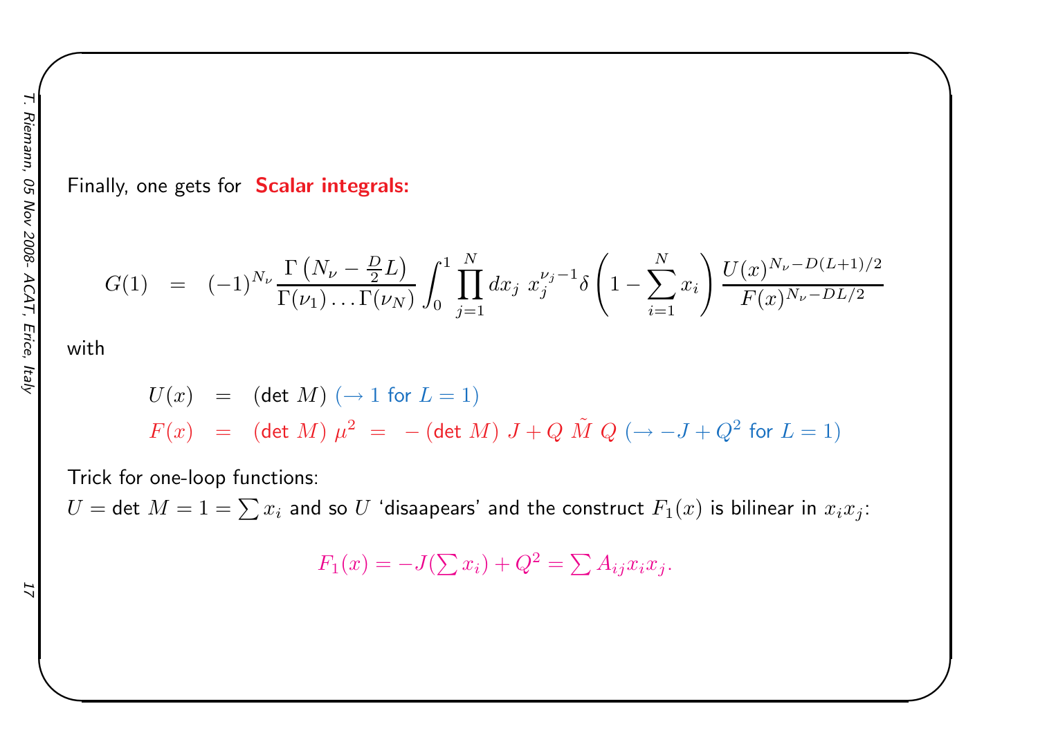Finally, one gets for **Scalar integrals:**

$$G(1) \quad = \quad (-1)^{N_\nu} \frac{\Gamma\left(N_\nu - \frac{D}{2}L\right)}{\Gamma(\nu_1)\ldots\Gamma(\nu_N)} \int_0^1 \prod_{j=1}^{N} dx_j \; x_j^{\nu_j - 1} \delta\left(1 - \sum_{i=1}^{N} x_i\right) \frac{U(x)^{N_\nu - D(L+1)/2}}{F(x)^{N_\nu - DL/2}}$$

with

$$U(x) \quad = \quad (\det M) \; (\to 1 \text{ for } L = 1)$$

$$F(x) \quad = \quad (\det M)\; \mu^2 \;=\; -(\det M)\; J + Q\; \tilde{M}\; Q \; (\to -J + Q^2 \text{ for } L = 1)$$

Trick for one-loop functions:

$U = \det M = 1 = \sum x_i$ and so $U$ 'disaapears' and the construct $F_1(x)$ is bilinear in $x_i x_j$:

$$F_1(x) = -J(\sum x_i) + Q^2 = \sum A_{ij} x_i x_j .$$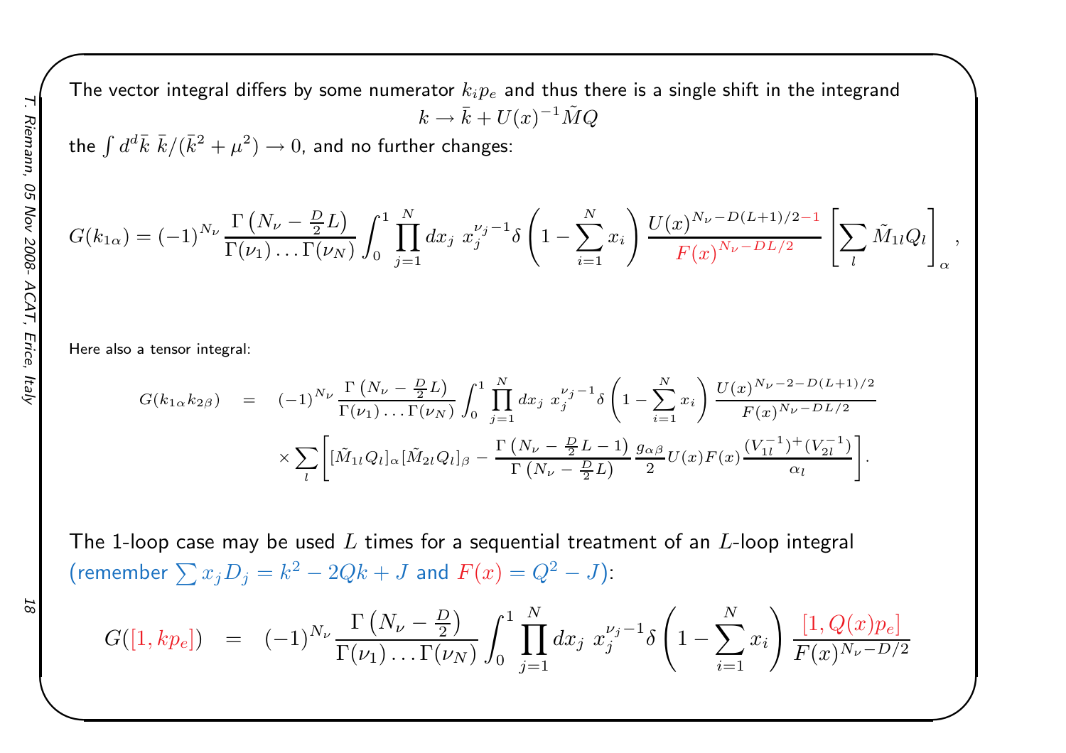The vector integral differs by some numerator $k_i p_e$ and thus there is a single shift in the integrand

$$k \to \bar{k} + U(x)^{-1}\tilde{M}Q$$

the $\int d^d\bar{k}\ \bar{k}/(\bar{k}^2+\mu^2) \to 0$, and no further changes:

$$G(k_{1\alpha}) = (-1)^{N_\nu} \frac{\Gamma\left(N_\nu - \frac{D}{2}L\right)}{\Gamma(\nu_1)\ldots\Gamma(\nu_N)} \int_0^1 \prod_{j=1}^{N} dx_j\ x_j^{\nu_j-1} \delta\left(1-\sum_{i=1}^{N} x_i\right) \frac{U(x)^{N_\nu - D(L+1)/2-1}}{F(x)^{N_\nu - DL/2}} \left[\sum_l \tilde{M}_{1l} Q_l\right]_\alpha,$$

Here also a tensor integral:

$$\begin{aligned} G(k_{1\alpha}k_{2\beta}) &= (-1)^{N_\nu} \frac{\Gamma\left(N_\nu - \frac{D}{2}L\right)}{\Gamma(\nu_1)\ldots\Gamma(\nu_N)} \int_0^1 \prod_{j=1}^{N} dx_j\ x_j^{\nu_j-1} \delta\left(1-\sum_{i=1}^{N} x_i\right) \frac{U(x)^{N_\nu-2-D(L+1)/2}}{F(x)^{N_\nu-DL/2}} \\ &\times \sum_l \left[ [\tilde{M}_{1l}Q_l]_\alpha [\tilde{M}_{2l}Q_l]_\beta - \frac{\Gamma\left(N_\nu - \frac{D}{2}L - 1\right)}{\Gamma\left(N_\nu - \frac{D}{2}L\right)} \frac{g_{\alpha\beta}}{2} U(x)F(x) \frac{(V_{1l}^{-1})^{+}(V_{2l}^{-1})}{\alpha_l} \right]. \end{aligned}$$

The 1-loop case may be used $L$ times for a sequential treatment of an $L$-loop integral (remember $\sum x_j D_j = k^2 - 2Qk + J$ and $F(x) = Q^2 - J$):

$$G([1, kp_e]) = (-1)^{N_\nu} \frac{\Gamma\left(N_\nu - \frac{D}{2}\right)}{\Gamma(\nu_1)\ldots\Gamma(\nu_N)} \int_0^1 \prod_{j=1}^{N} dx_j\ x_j^{\nu_j-1} \delta\left(1-\sum_{i=1}^{N} x_i\right) \frac{[1, Q(x)p_e]}{F(x)^{N_\nu - D/2}}$$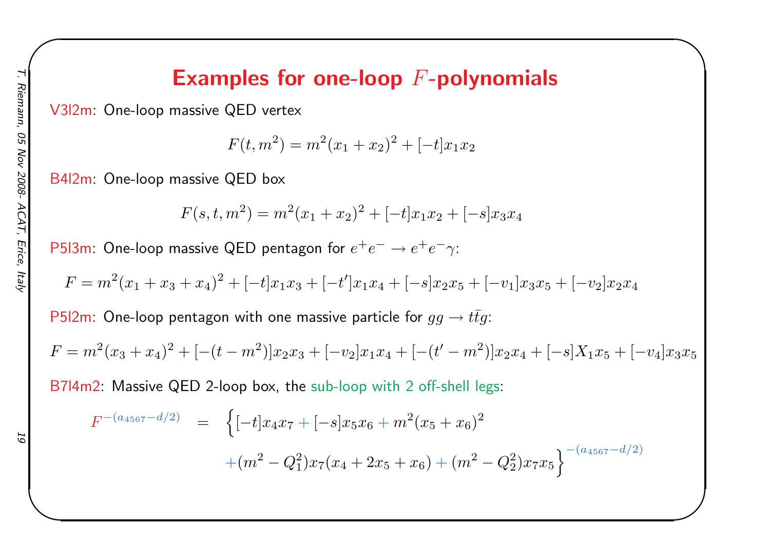# Examples for one-loop $F$-polynomials

V3l2m: One-loop massive QED vertex

$$F(t, m^2) = m^2(x_1 + x_2)^2 + [-t]x_1x_2$$

B4l2m: One-loop massive QED box

$$F(s, t, m^2) = m^2(x_1 + x_2)^2 + [-t]x_1x_2 + [-s]x_3x_4$$

P5l3m: One-loop massive QED pentagon for $e^+e^- \to e^+e^-\gamma$:

$$F = m^2(x_1 + x_3 + x_4)^2 + [-t]x_1x_3 + [-t']x_1x_4 + [-s]x_2x_5 + [-v_1]x_3x_5 + [-v_2]x_2x_4$$

P5l2m: One-loop pentagon with one massive particle for $gg \to t\bar{t}g$:

$$F = m^2(x_3 + x_4)^2 + [-(t - m^2)]x_2x_3 + [-v_2]x_1x_4 + [-(t' - m^2)]x_2x_4 + [-s]X_1x_5 + [-v_4]x_3x_5$$

B7l4m2: Massive QED 2-loop box, the sub-loop with 2 off-shell legs:

$$F^{-(a_{4567}-d/2)} = \Big\{[-t]x_4x_7 + [-s]x_5x_6 + m^2(x_5 + x_6)^2 + (m^2 - Q_1^2)x_7(x_4 + 2x_5 + x_6) + (m^2 - Q_2^2)x_7x_5\Big\}^{-(a_{4567}-d/2)}$$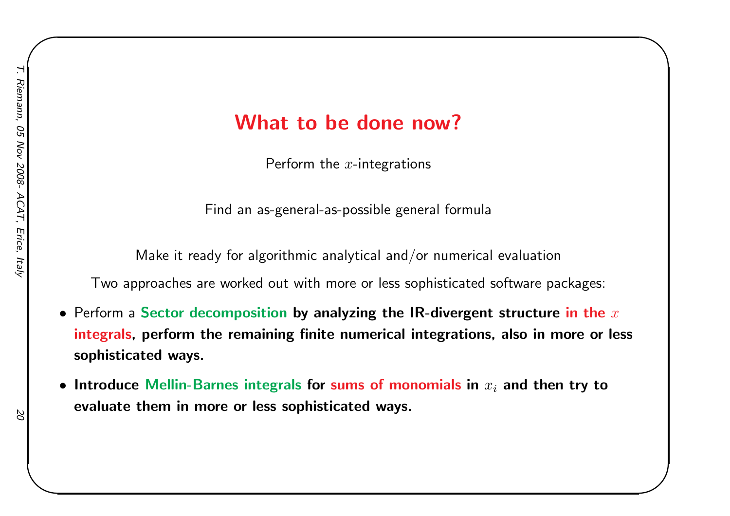# What to be done now?

Perform the $x$-integrations

Find an as-general-as-possible general formula

Make it ready for algorithmic analytical and/or numerical evaluation

Two approaches are worked out with more or less sophisticated software packages:

- Perform a **Sector decomposition by analyzing the IR-divergent structure in the $x$ integrals, perform the remaining finite numerical integrations, also in more or less sophisticated ways.**
- **Introduce Mellin-Barnes integrals for sums of monomials in $x_i$ and then try to evaluate them in more or less sophisticated ways.**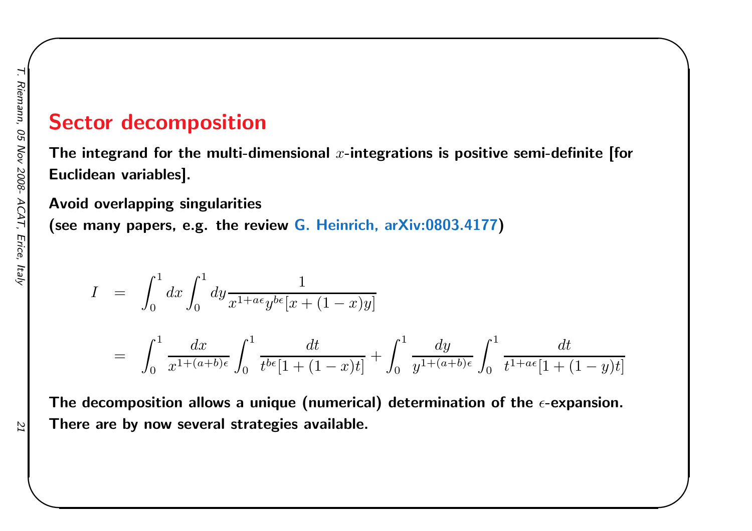# Sector decomposition

**The integrand for the multi-dimensional $x$-integrations is positive semi-definite [for Euclidean variables].**

**Avoid overlapping singularities**
**(see many papers, e.g. the review G. Heinrich, arXiv:0803.4177)**

$$
\begin{aligned}
I &= \int_0^1 dx \int_0^1 dy \frac{1}{x^{1+a\epsilon} y^{b\epsilon} [x + (1-x)y]} \\
&= \int_0^1 \frac{dx}{x^{1+(a+b)\epsilon}} \int_0^1 \frac{dt}{t^{b\epsilon}[1 + (1-x)t]} + \int_0^1 \frac{dy}{y^{1+(a+b)\epsilon}} \int_0^1 \frac{dt}{t^{1+a\epsilon}[1 + (1-y)t]}
\end{aligned}
$$

**The decomposition allows a unique (numerical) determination of the $\epsilon$-expansion. There are by now several strategies available.**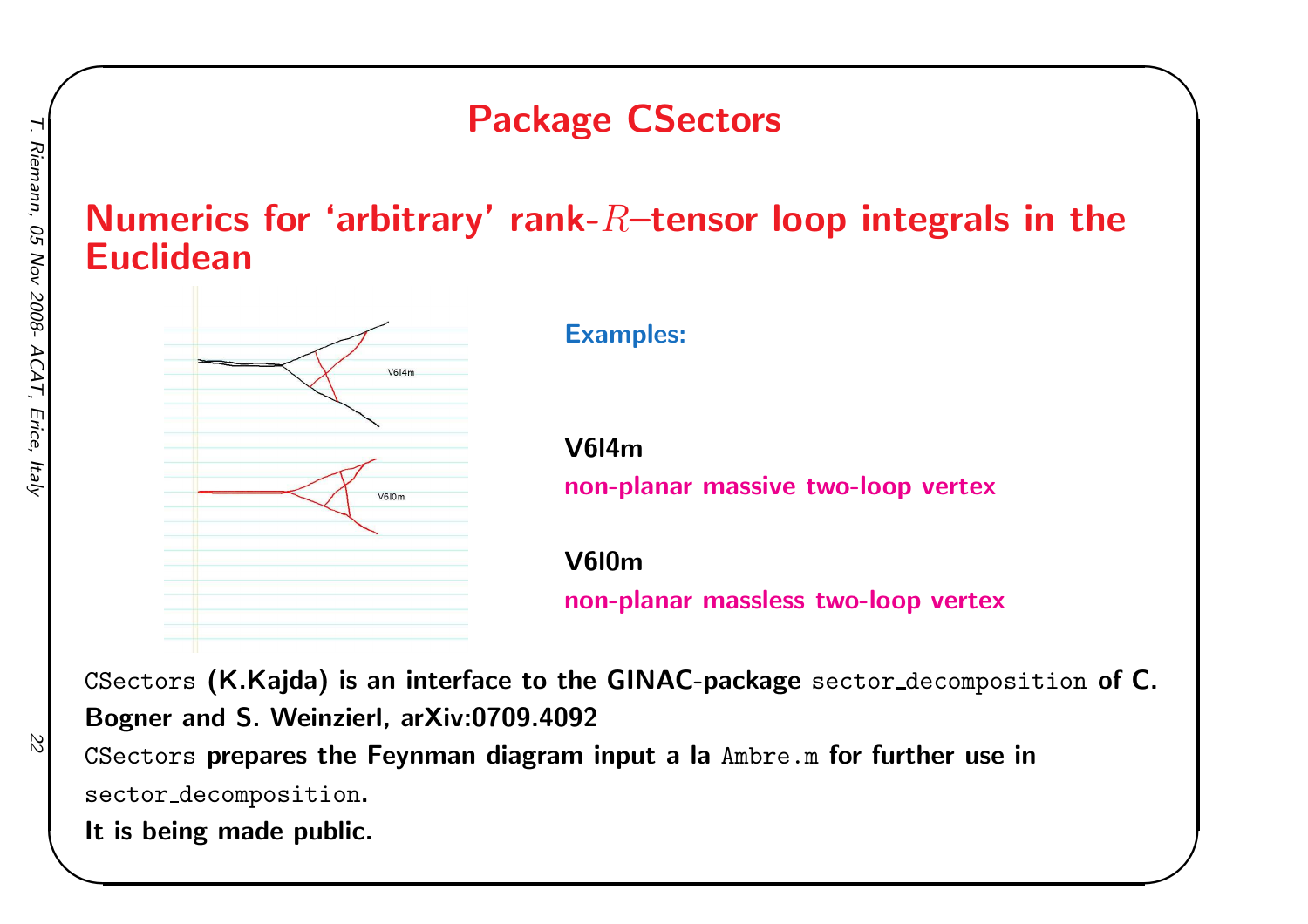# Package CSectors

## Numerics for 'arbitrary' rank-$R$–tensor loop integrals in the Euclidean

**Examples:**

**V6l4m**
non-planar massive two-loop vertex

**V6l0m**
non-planar massless two-loop vertex

`CSectors` **(K.Kajda) is an interface to the GINAC-package** `sector_decomposition` **of C. Bogner and S. Weinzierl, arXiv:0709.4092**

`CSectors` **prepares the Feynman diagram input a la** `Ambre.m` **for further use in** `sector_decomposition`**.**

**It is being made public.**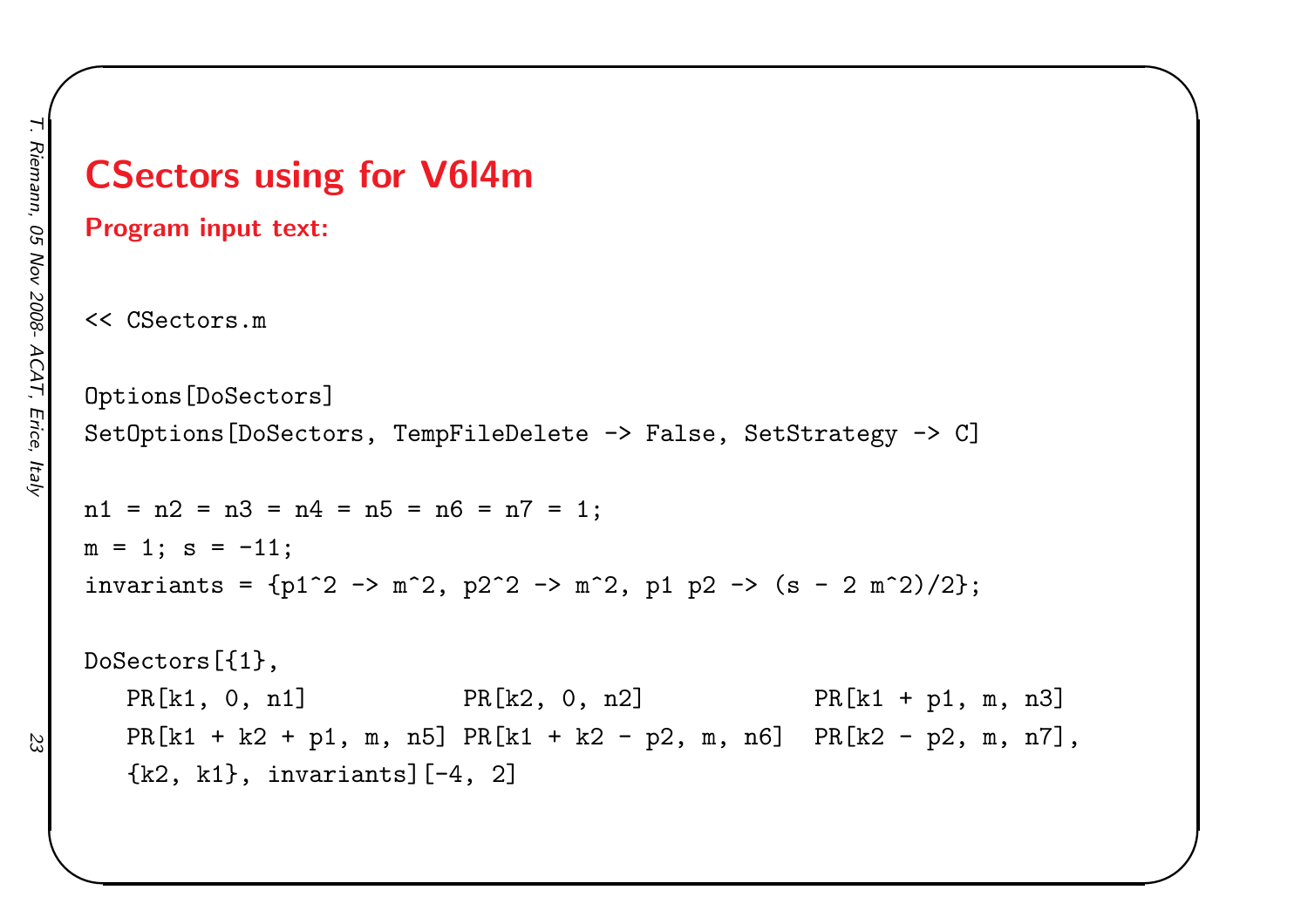## CSectors using for V6l4m

**Program input text:**

```
<< CSectors.m

Options[DoSectors]
SetOptions[DoSectors, TempFileDelete -> False, SetStrategy -> C]

n1 = n2 = n3 = n4 = n5 = n6 = n7 = 1;
m = 1; s = -11;
invariants = {p1^2 -> m^2, p2^2 -> m^2, p1 p2 -> (s - 2 m^2)/2};

DoSectors[{1},
   PR[k1, 0, n1]           PR[k2, 0, n2]            PR[k1 + p1, m, n3]
   PR[k1 + k2 + p1, m, n5] PR[k1 + k2 - p2, m, n6]  PR[k2 - p2, m, n7],
   {k2, k1}, invariants][-4, 2]
```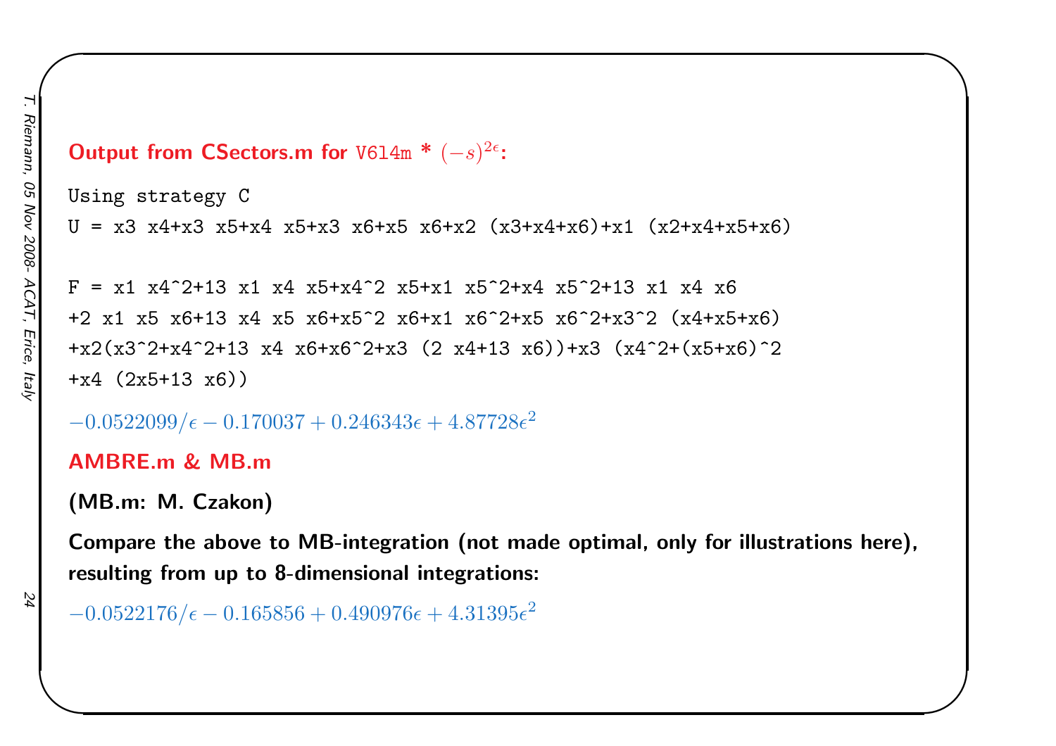**Output from CSectors.m for `V6l4m` * $(-s)^{2\epsilon}$:**

```
Using strategy C
U = x3 x4+x3 x5+x4 x5+x3 x6+x5 x6+x2 (x3+x4+x6)+x1 (x2+x4+x5+x6)

F = x1 x4^2+13 x1 x4 x5+x4^2 x5+x1 x5^2+x4 x5^2+13 x1 x4 x6
+2 x1 x5 x6+13 x4 x5 x6+x5^2 x6+x1 x6^2+x5 x6^2+x3^2 (x4+x5+x6)
+x2(x3^2+x4^2+13 x4 x6+x6^2+x3 (2 x4+13 x6))+x3 (x4^2+(x5+x6)^2
+x4 (2x5+13 x6))
```

$-0.0522099/\epsilon - 0.170037 + 0.246343\epsilon + 4.87728\epsilon^2$

**AMBRE.m & MB.m**

**(MB.m: M. Czakon)**

**Compare the above to MB-integration (not made optimal, only for illustrations here), resulting from up to 8-dimensional integrations:**

$-0.0522176/\epsilon - 0.165856 + 0.490976\epsilon + 4.31395\epsilon^2$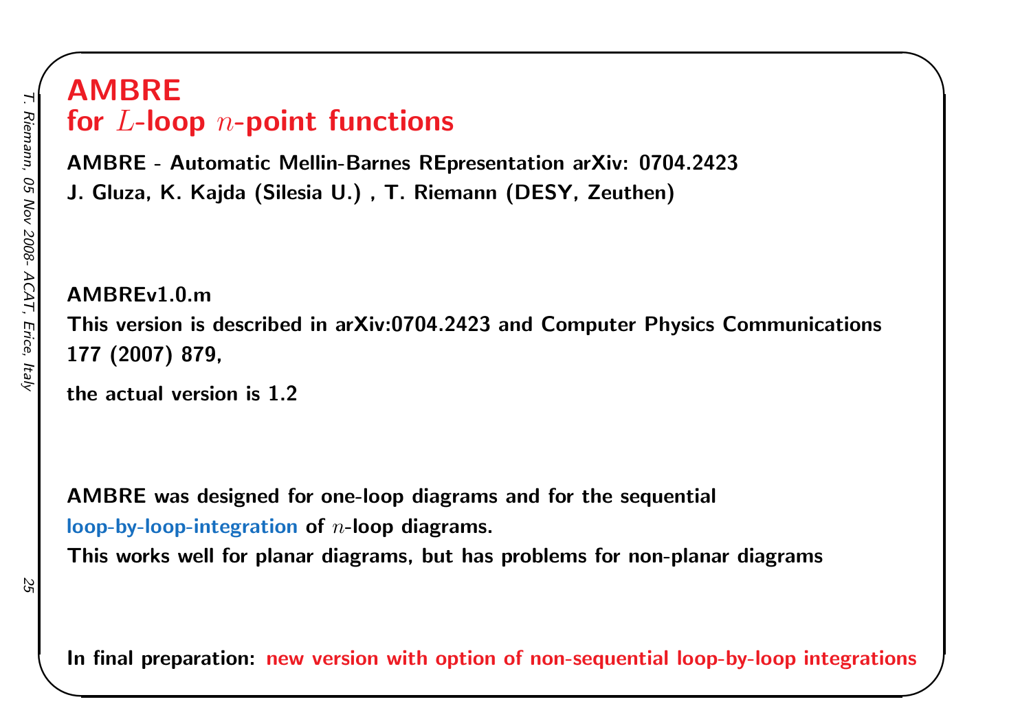# AMBRE
# for $L$-loop $n$-point functions

**AMBRE - Automatic Mellin-Barnes REpresentation arXiv: 0704.2423**
**J. Gluza, K. Kajda (Silesia U.) , T. Riemann (DESY, Zeuthen)**

**AMBREv1.0.m**
**This version is described in arXiv:0704.2423 and Computer Physics Communications 177 (2007) 879,**

**the actual version is 1.2**

**AMBRE was designed for one-loop diagrams and for the sequential loop-by-loop-integration of $n$-loop diagrams.**
**This works well for planar diagrams, but has problems for non-planar diagrams**

**In final preparation: new version with option of non-sequential loop-by-loop integrations**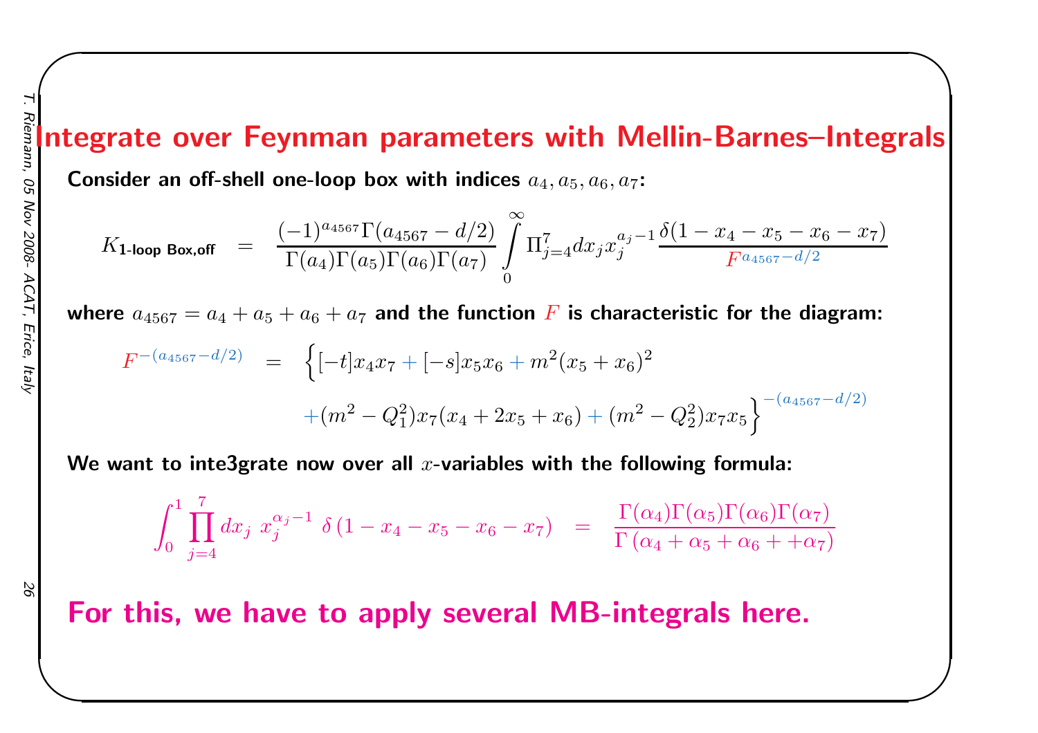# Integrate over Feynman parameters with Mellin-Barnes–Integrals

**Consider an off-shell one-loop box with indices $a_4, a_5, a_6, a_7$:**

$$K_{\textbf{1-loop Box,off}} = \frac{(-1)^{a_{4567}}\Gamma(a_{4567}-d/2)}{\Gamma(a_4)\Gamma(a_5)\Gamma(a_6)\Gamma(a_7)} \int\limits_0^\infty \Pi_{j=4}^{7} dx_j x_j^{a_j-1} \frac{\delta(1-x_4-x_5-x_6-x_7)}{F^{a_{4567}-d/2}}$$

**where $a_{4567} = a_4 + a_5 + a_6 + a_7$ and the function $F$ is characteristic for the diagram:**

$$F^{-(a_{4567}-d/2)} = \Big\{[-t]x_4x_7 + [-s]x_5x_6 + m^2(x_5+x_6)^2 + (m^2-Q_1^2)x_7(x_4+2x_5+x_6) + (m^2-Q_2^2)x_7x_5\Big\}^{-(a_{4567}-d/2)}$$

**We want to inte3grate now over all $x$-variables with the following formula:**

$$\int_0^1 \prod_{j=4}^{7} dx_j \; x_j^{\alpha_j-1} \; \delta\left(1-x_4-x_5-x_6-x_7\right) = \frac{\Gamma(\alpha_4)\Gamma(\alpha_5)\Gamma(\alpha_6)\Gamma(\alpha_7)}{\Gamma\left(\alpha_4+\alpha_5+\alpha_6++\alpha_7\right)}$$

**For this, we have to apply several MB-integrals here.**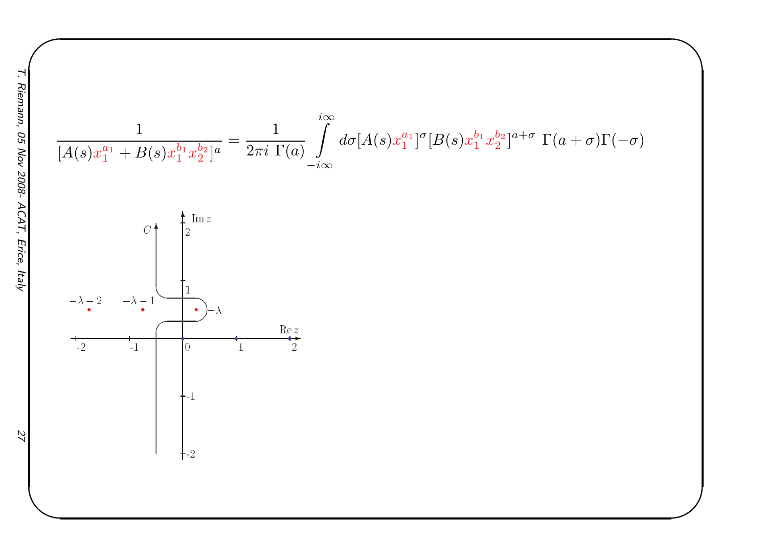$$\frac{1}{[A(s)x_1^{a_1} + B(s)x_1^{b_1}x_2^{b_2}]^a} = \frac{1}{2\pi i\ \Gamma(a)} \int\limits_{-i\infty}^{i\infty} d\sigma [A(s)x_1^{a_1}]^{\sigma} [B(s)x_1^{b_1}x_2^{b_2}]^{a+\sigma}\ \Gamma(a+\sigma)\Gamma(-\sigma)$$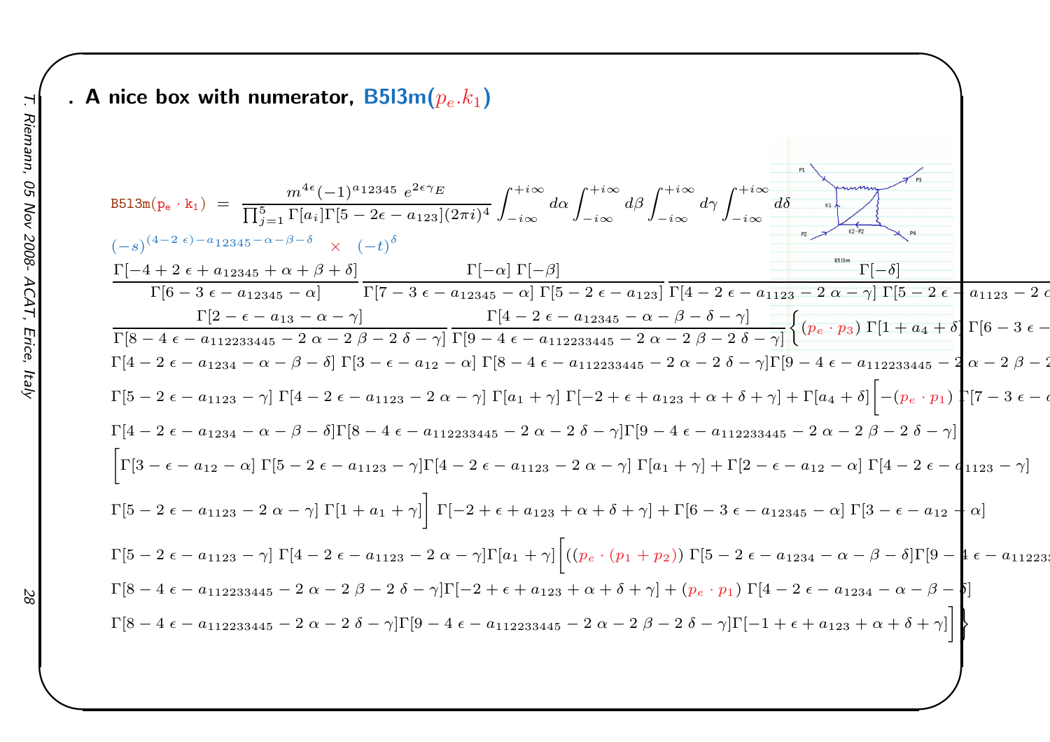## . A nice box with numerator, B5l3m($p_e.k_1$)

$$\texttt{B5l3m}(p_e \cdot k_1) = \frac{m^{4\epsilon}(-1)^{a_{12345}}\ e^{2\epsilon\gamma_E}}{\prod_{j=1}^{5}\Gamma[a_i]\Gamma[5-2\epsilon-a_{123}](2\pi i)^4}\int_{-i\infty}^{+i\infty}d\alpha\int_{-i\infty}^{+i\infty}d\beta\int_{-i\infty}^{+i\infty}d\gamma\int_{-i\infty}^{+i\infty}d\delta$$

$$(-s)^{(4-2\epsilon)-a_{12345}-\alpha-\beta-\delta} \times (-t)^{\delta}$$

$$\frac{\Gamma[-4+2\epsilon+a_{12345}+\alpha+\beta+\delta]}{\Gamma[6-3\epsilon-a_{12345}-\alpha]}\frac{\Gamma[-\alpha]\ \Gamma[-\beta]}{\Gamma[7-3\epsilon-a_{12345}-\alpha]\ \Gamma[5-2\epsilon-a_{123}]}\frac{\Gamma[-\delta]}{\Gamma[4-2\epsilon-a_{1123}-2\alpha-\gamma]\ \Gamma[5-2\epsilon-a_{1123}-2\alpha\ldots}$$

$$\frac{\Gamma[2-\epsilon-a_{13}-\alpha-\gamma]}{\Gamma[8-4\epsilon-a_{112233445}-2\alpha-2\beta-2\delta-\gamma]}\frac{\Gamma[4-2\epsilon-a_{12345}-\alpha-\beta-\delta-\gamma]}{\Gamma[9-4\epsilon-a_{112233445}-2\alpha-2\beta-2\delta-\gamma]}\Big\{(p_e\cdot p_3)\ \Gamma[1+a_4+\delta]\ \Gamma[6-3\epsilon-\ldots$$

$$\Gamma[4-2\epsilon-a_{1234}-\alpha-\beta-\delta]\ \Gamma[3-\epsilon-a_{12}-\alpha]\ \Gamma[8-4\epsilon-a_{112233445}-2\alpha-2\delta-\gamma]\Gamma[9-4\epsilon-a_{112233445}-2\alpha-2\beta-2\ldots$$

$$\Gamma[5-2\epsilon-a_{1123}-\gamma]\ \Gamma[4-2\epsilon-a_{1123}-2\alpha-\gamma]\ \Gamma[a_1+\gamma]\ \Gamma[-2+\epsilon+a_{123}+\alpha+\delta+\gamma]+\Gamma[a_4+\delta]\Big[-(p_e\cdot p_1)\ \Gamma[7-3\epsilon-\ldots$$

$$\Gamma[4-2\epsilon-a_{1234}-\alpha-\beta-\delta]\Gamma[8-4\epsilon-a_{112233445}-2\alpha-2\delta-\gamma]\Gamma[9-4\epsilon-a_{112233445}-2\alpha-2\beta-2\delta-\gamma]$$

$$\Big[\Gamma[3-\epsilon-a_{12}-\alpha]\ \Gamma[5-2\epsilon-a_{1123}-\gamma]\Gamma[4-2\epsilon-a_{1123}-2\alpha-\gamma]\ \Gamma[a_1+\gamma]+\Gamma[2-\epsilon-a_{12}-\alpha]\ \Gamma[4-2\epsilon-a_{1123}-\gamma]$$

$$\Gamma[5-2\epsilon-a_{1123}-2\alpha-\gamma]\ \Gamma[1+a_1+\gamma]\Big]\ \Gamma[-2+\epsilon+a_{123}+\alpha+\delta+\gamma]+\Gamma[6-3\epsilon-a_{12345}-\alpha]\ \Gamma[3-\epsilon-a_{12}+\alpha]$$

$$\Gamma[5-2\epsilon-a_{1123}-\gamma]\ \Gamma[4-2\epsilon-a_{1123}-2\alpha-\gamma]\Gamma[a_1+\gamma]\Big[((p_e\cdot(p_1+p_2))\ \Gamma[5-2\epsilon-a_{1234}-\alpha-\beta-\delta]\Gamma[9-4\epsilon-a_{11223\ldots}$$

$$\Gamma[8-4\epsilon-a_{112233445}-2\alpha-2\beta-2\delta-\gamma]\Gamma[-2+\epsilon+a_{123}+\alpha+\delta+\gamma]+(p_e\cdot p_1)\ \Gamma[4-2\epsilon-a_{1234}-\alpha-\beta-\delta]$$

$$\Gamma[8-4\epsilon-a_{112233445}-2\alpha-2\delta-\gamma]\Gamma[9-4\epsilon-a_{112233445}-2\alpha-2\beta-2\delta-\gamma]\Gamma[-1+\epsilon+a_{123}+\alpha+\delta+\gamma]\Big]\Big\}$$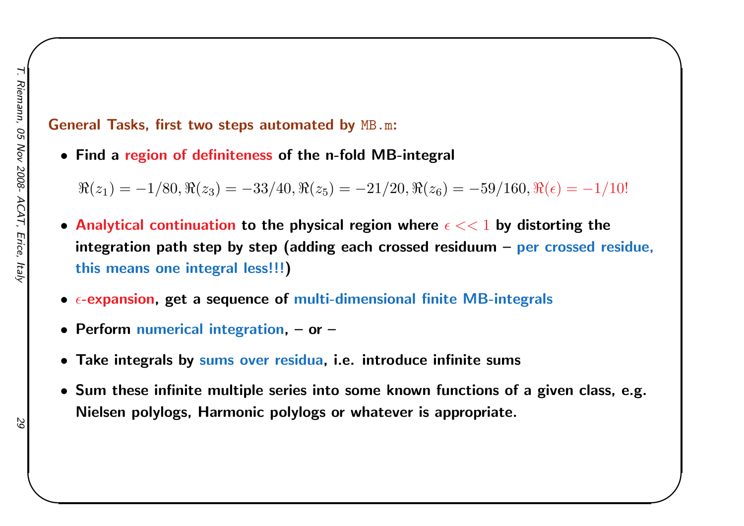**General Tasks, first two steps automated by `MB.m`:**

- **Find a region of definiteness of the n-fold MB-integral**

  $\Re(z_1) = -1/80, \Re(z_3) = -33/40, \Re(z_5) = -21/20, \Re(z_6) = -59/160, \Re(\epsilon) = -1/10!$

- **Analytical continuation to the physical region where $\epsilon << 1$ by distorting the integration path step by step (adding each crossed residuum – per crossed residue, this means one integral less!!!)**

- **$\epsilon$-expansion, get a sequence of multi-dimensional finite MB-integrals**

- **Perform numerical integration, – or –**

- **Take integrals by sums over residua, i.e. introduce infinite sums**

- **Sum these infinite multiple series into some known functions of a given class, e.g. Nielsen polylogs, Harmonic polylogs or whatever is appropriate.**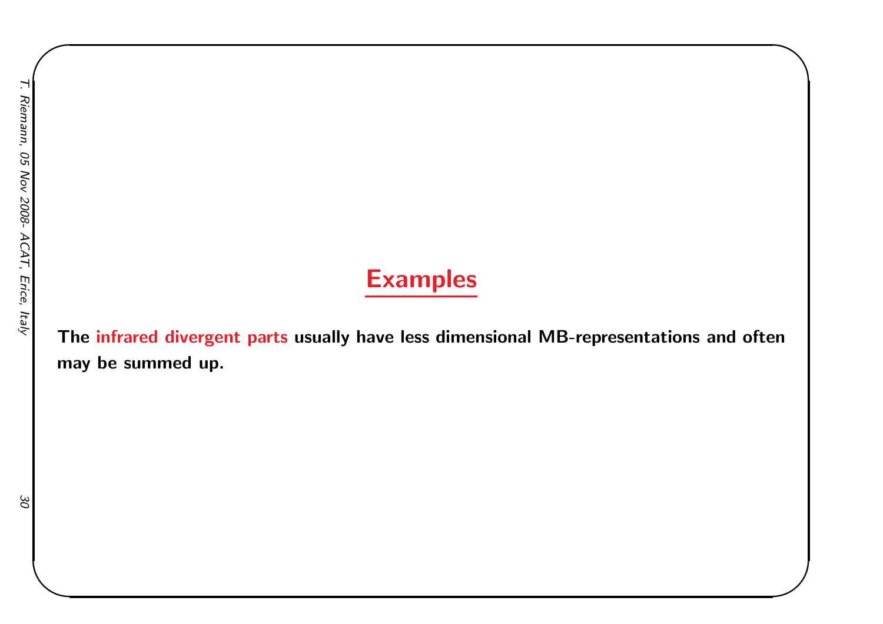# Examples

**The infrared divergent parts usually have less dimensional MB-representations and often may be summed up.**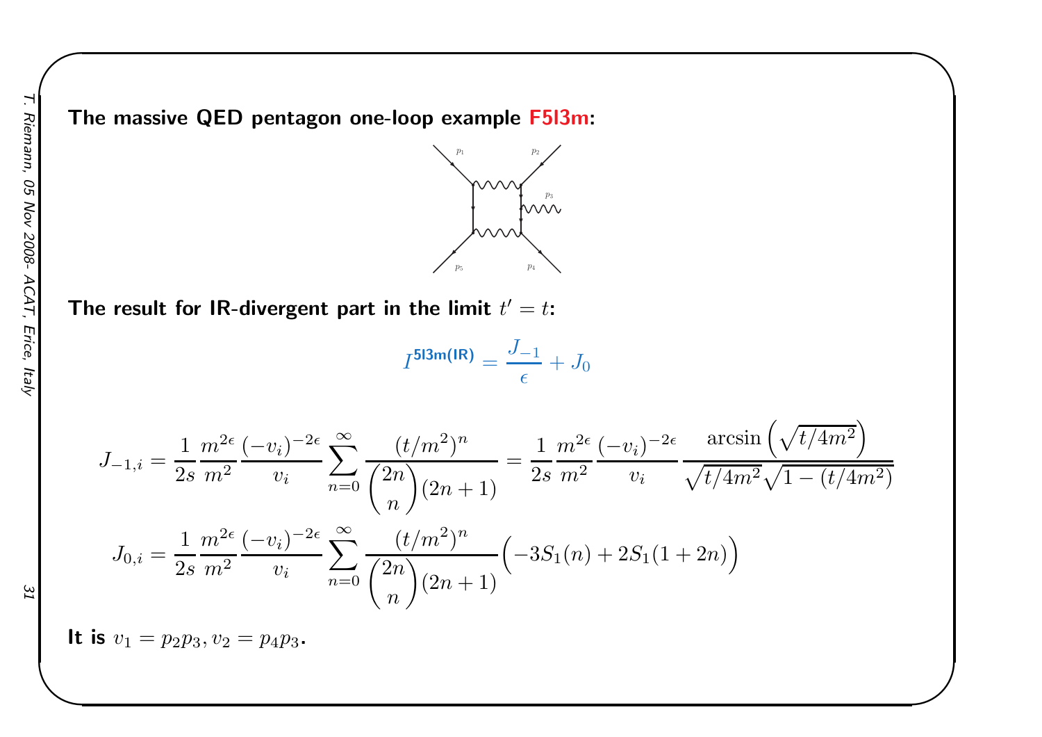**The massive QED pentagon one-loop example F5l3m:**

**The result for IR-divergent part in the limit $t' = t$:**

$$I^{\textbf{5l3m(IR)}} = \frac{J_{-1}}{\epsilon} + J_0$$

$$J_{-1,i} = \frac{1}{2s}\frac{m^{2\epsilon}}{m^2}\frac{(-v_i)^{-2\epsilon}}{v_i}\sum_{n=0}^{\infty}\frac{(t/m^2)^n}{\binom{2n}{n}(2n+1)} = \frac{1}{2s}\frac{m^{2\epsilon}}{m^2}\frac{(-v_i)^{-2\epsilon}}{v_i}\frac{\arcsin\left(\sqrt{t/4m^2}\right)}{\sqrt{t/4m^2}\sqrt{1-(t/4m^2)}}$$

$$J_{0,i} = \frac{1}{2s}\frac{m^{2\epsilon}}{m^2}\frac{(-v_i)^{-2\epsilon}}{v_i}\sum_{n=0}^{\infty}\frac{(t/m^2)^n}{\binom{2n}{n}(2n+1)}\Big(-3S_1(n) + 2S_1(1+2n)\Big)$$

**It is** $v_1 = p_2 p_3, v_2 = p_4 p_3$**.**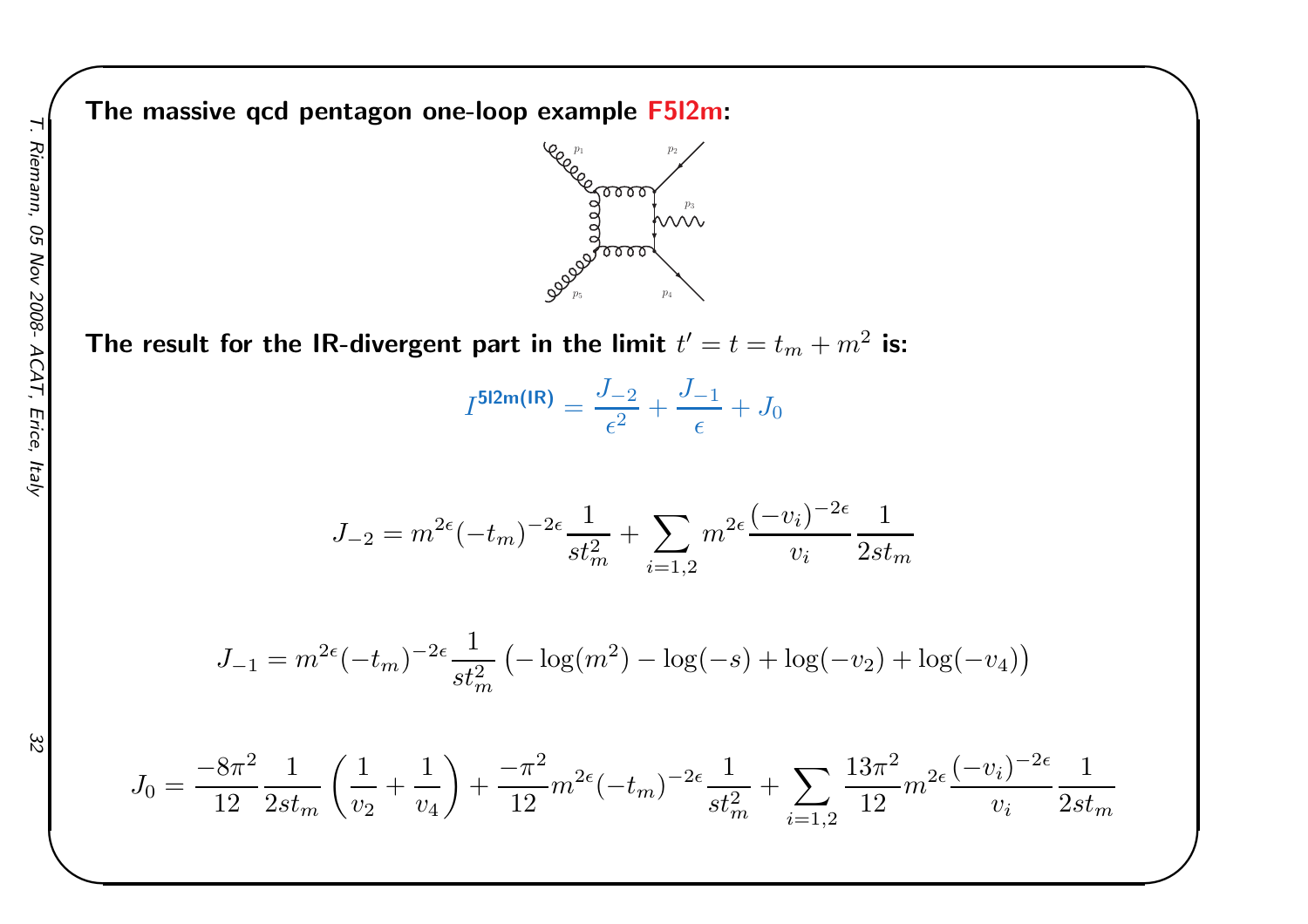**The massive qcd pentagon one-loop example F5l2m:**

**The result for the IR-divergent part in the limit $t' = t = t_m + m^2$ is:**

$$I^{\textbf{5l2m(IR)}} = \frac{J_{-2}}{\epsilon^2} + \frac{J_{-1}}{\epsilon} + J_0$$

$$J_{-2} = m^{2\epsilon}(-t_m)^{-2\epsilon}\frac{1}{st_m^2} + \sum_{i=1,2} m^{2\epsilon}\frac{(-v_i)^{-2\epsilon}}{v_i}\frac{1}{2st_m}$$

$$J_{-1} = m^{2\epsilon}(-t_m)^{-2\epsilon}\frac{1}{st_m^2}\left(-\log(m^2) - \log(-s) + \log(-v_2) + \log(-v_4)\right)$$

$$J_0 = \frac{-8\pi^2}{12}\frac{1}{2st_m}\left(\frac{1}{v_2} + \frac{1}{v_4}\right) + \frac{-\pi^2}{12}m^{2\epsilon}(-t_m)^{-2\epsilon}\frac{1}{st_m^2} + \sum_{i=1,2}\frac{13\pi^2}{12}m^{2\epsilon}\frac{(-v_i)^{-2\epsilon}}{v_i}\frac{1}{2st_m}$$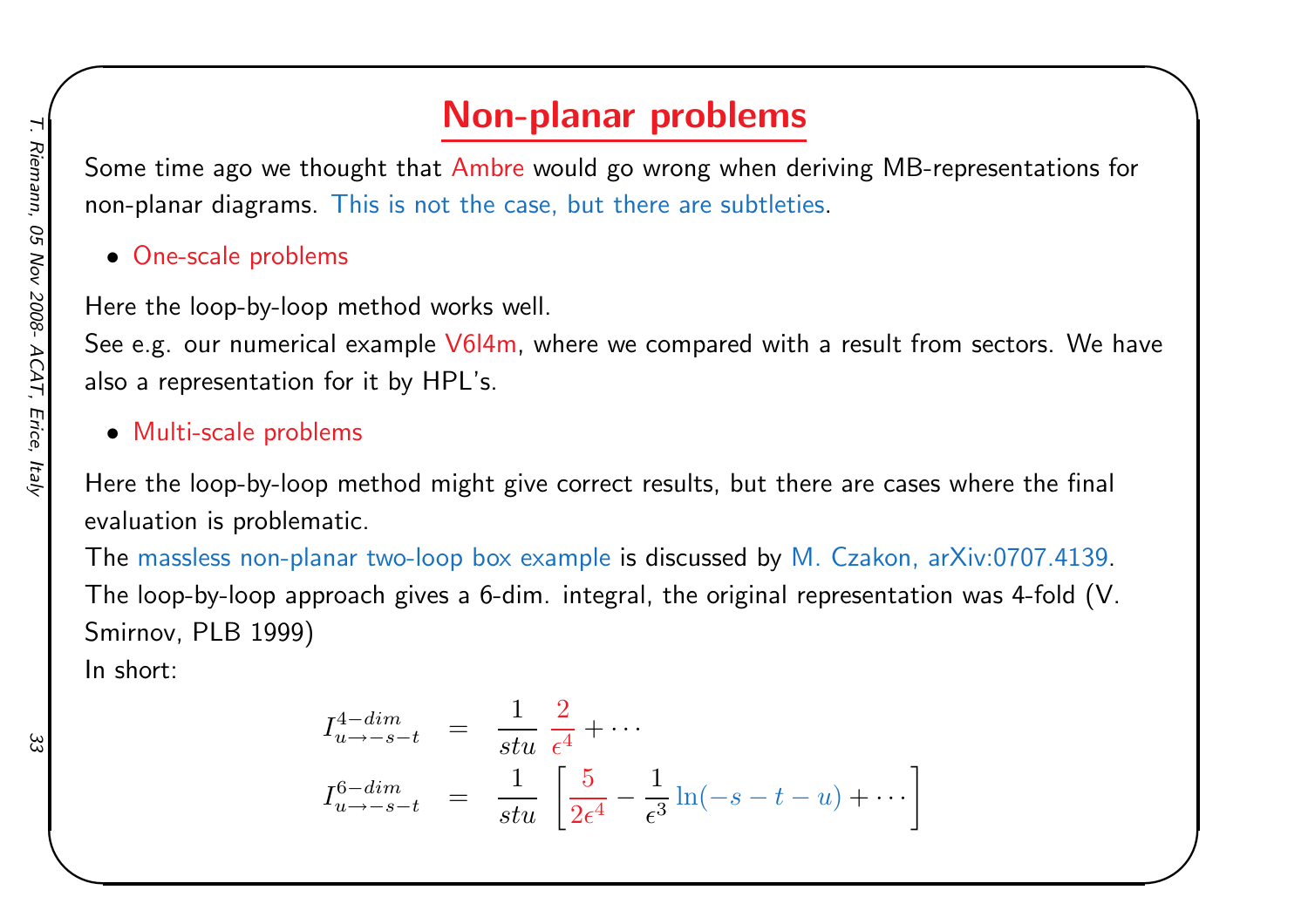# Non-planar problems

Some time ago we thought that Ambre would go wrong when deriving MB-representations for non-planar diagrams. This is not the case, but there are subtleties.

- One-scale problems

Here the loop-by-loop method works well.
See e.g. our numerical example V6l4m, where we compared with a result from sectors. We have also a representation for it by HPL's.

- Multi-scale problems

Here the loop-by-loop method might give correct results, but there are cases where the final evaluation is problematic.
The massless non-planar two-loop box example is discussed by M. Czakon, arXiv:0707.4139.
The loop-by-loop approach gives a 6-dim. integral, the original representation was 4-fold (V. Smirnov, PLB 1999)
In short:

$$
\begin{aligned}
I^{4-dim}_{u\to -s-t} &= \frac{1}{stu}\,\frac{2}{\epsilon^4} + \cdots \\
I^{6-dim}_{u\to -s-t} &= \frac{1}{stu}\left[\frac{5}{2\epsilon^4} - \frac{1}{\epsilon^3}\ln(-s-t-u) + \cdots\right]
\end{aligned}
$$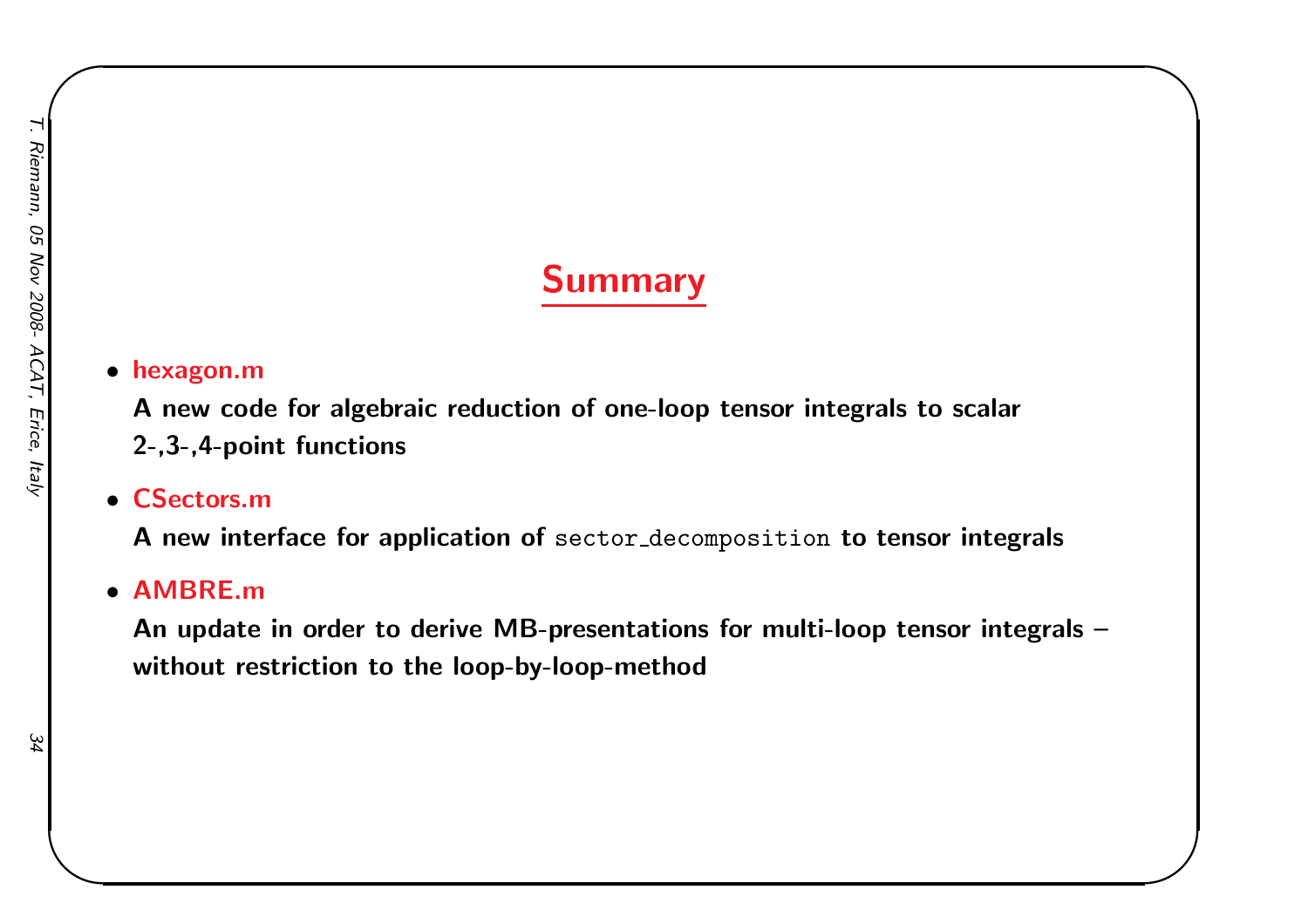## Summary

- **hexagon.m**

  **A new code for algebraic reduction of one-loop tensor integrals to scalar 2-,3-,4-point functions**

- **CSectors.m**

  **A new interface for application of** `sector_decomposition` **to tensor integrals**

- **AMBRE.m**

  **An update in order to derive MB-presentations for multi-loop tensor integrals – without restriction to the loop-by-loop-method**